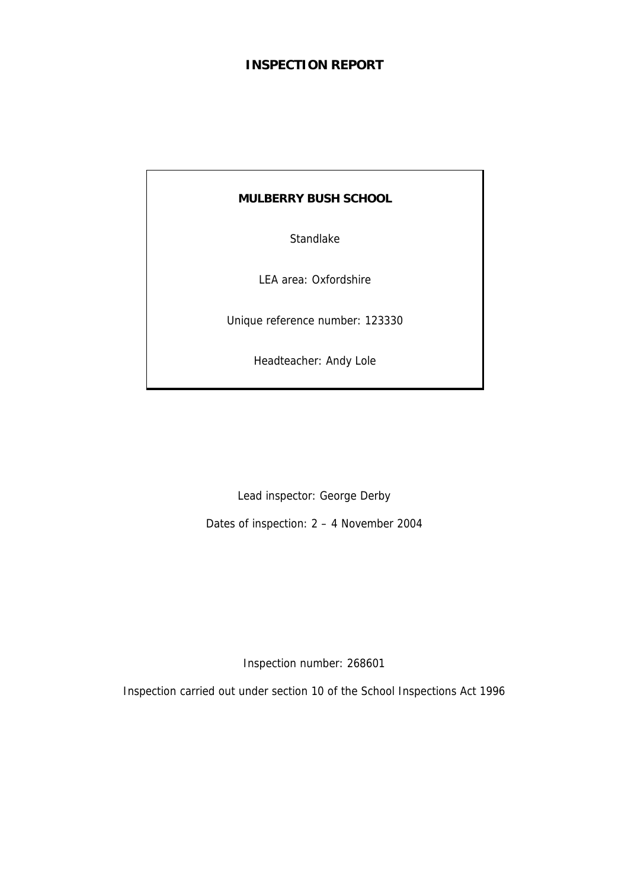# INSPECTION REPORT

**MULBERRY BUSH SCHOOL**

Standlake

LEA area: Oxfordshire

Unique reference number: 123330

Headteacher: Andy Lole

Lead inspector: George Derby

Dates of inspection: 2 – 4 November 2004

Inspection number: 268601

Inspection carried out under section 10 of the School Inspections Act 1996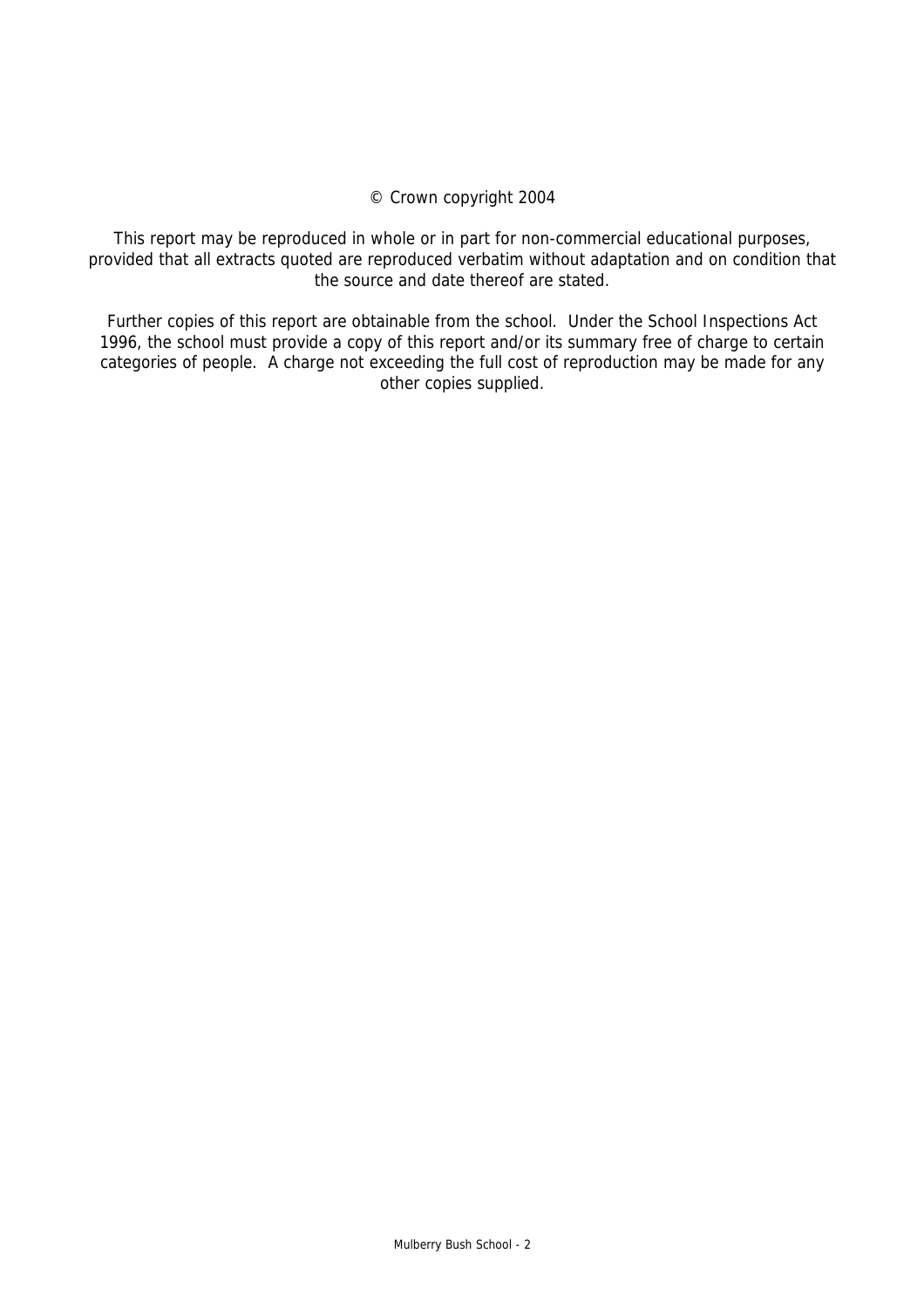© Crown copyright 2004

This report may be reproduced in whole or in part for non-commercial educational purposes, provided that all extracts quoted are reproduced verbatim without adaptation and on condition that the source and date thereof are stated.

Further copies of this report are obtainable from the school. Under the School Inspections Act 1996, the school must provide a copy of this report and/or its summary free of charge to certain categories of people. A charge not exceeding the full cost of reproduction may be made for any other copies supplied.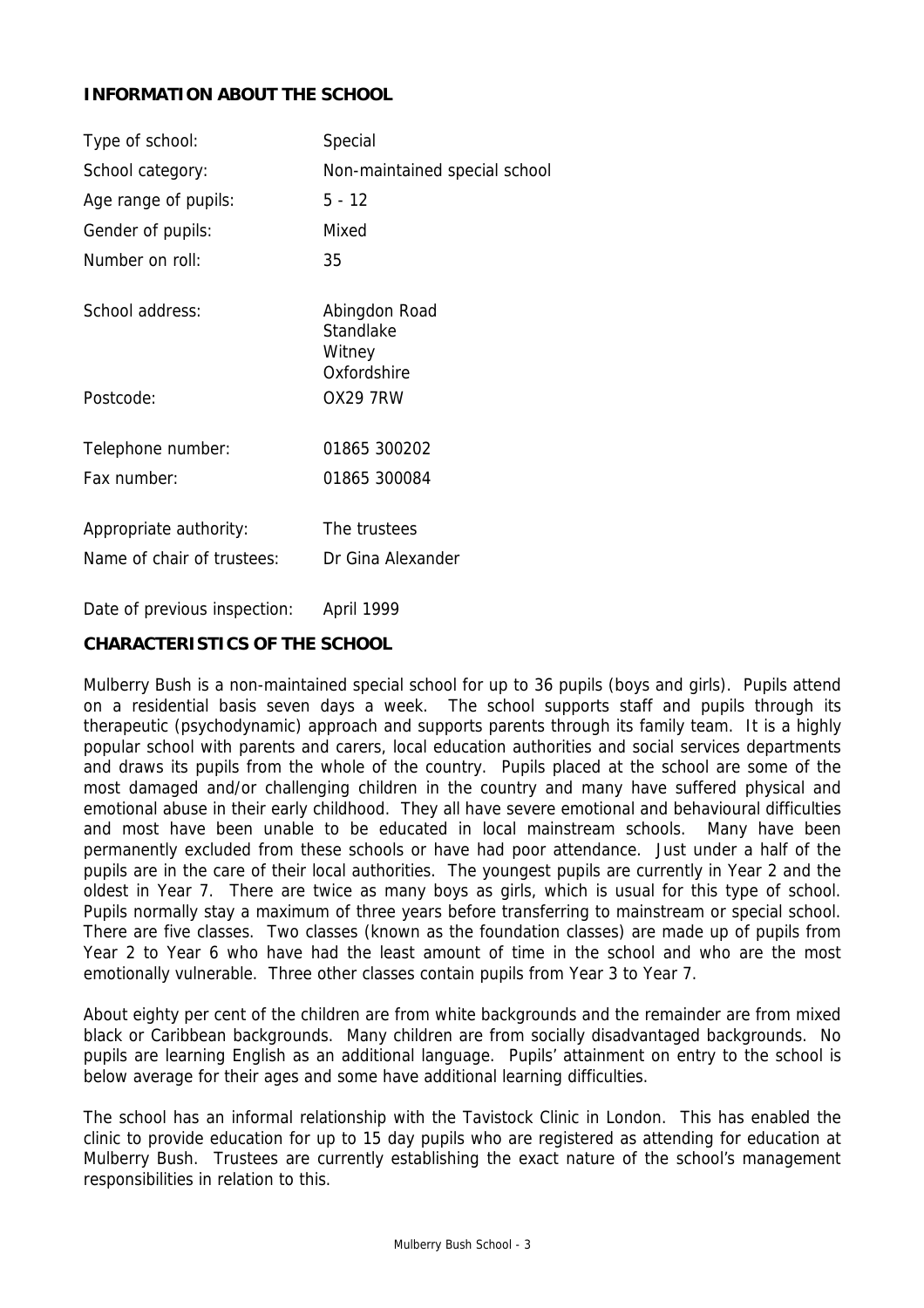## INFORMATION ABOUT THE SCHOOL

| | |
|---|---|
| Type of school: | Special |
| School category: | Non-maintained special school |
| Age range of pupils: | 5 - 12 |
| Gender of pupils: | Mixed |
| Number on roll: | 35 |
| School address: | Abingdon Road<br>Standlake<br>Witney<br>Oxfordshire |
| Postcode: | OX29 7RW |
| Telephone number: | 01865 300202 |
| Fax number: | 01865 300084 |
| Appropriate authority: | The trustees |
| Name of chair of trustees: | Dr Gina Alexander |
| Date of previous inspection: | April 1999 |

## CHARACTERISTICS OF THE SCHOOL

Mulberry Bush is a non-maintained special school for up to 36 pupils (boys and girls). Pupils attend on a residential basis seven days a week. The school supports staff and pupils through its therapeutic (psychodynamic) approach and supports parents through its family team. It is a highly popular school with parents and carers, local education authorities and social services departments and draws its pupils from the whole of the country. Pupils placed at the school are some of the most damaged and/or challenging children in the country and many have suffered physical and emotional abuse in their early childhood. They all have severe emotional and behavioural difficulties and most have been unable to be educated in local mainstream schools. Many have been permanently excluded from these schools or have had poor attendance. Just under a half of the pupils are in the care of their local authorities. The youngest pupils are currently in Year 2 and the oldest in Year 7. There are twice as many boys as girls, which is usual for this type of school. Pupils normally stay a maximum of three years before transferring to mainstream or special school. There are five classes. Two classes (known as the foundation classes) are made up of pupils from Year 2 to Year 6 who have had the least amount of time in the school and who are the most emotionally vulnerable. Three other classes contain pupils from Year 3 to Year 7.

About eighty per cent of the children are from white backgrounds and the remainder are from mixed black or Caribbean backgrounds. Many children are from socially disadvantaged backgrounds. No pupils are learning English as an additional language. Pupils' attainment on entry to the school is below average for their ages and some have additional learning difficulties.

The school has an informal relationship with the Tavistock Clinic in London. This has enabled the clinic to provide education for up to 15 day pupils who are registered as attending for education at Mulberry Bush. Trustees are currently establishing the exact nature of the school's management responsibilities in relation to this.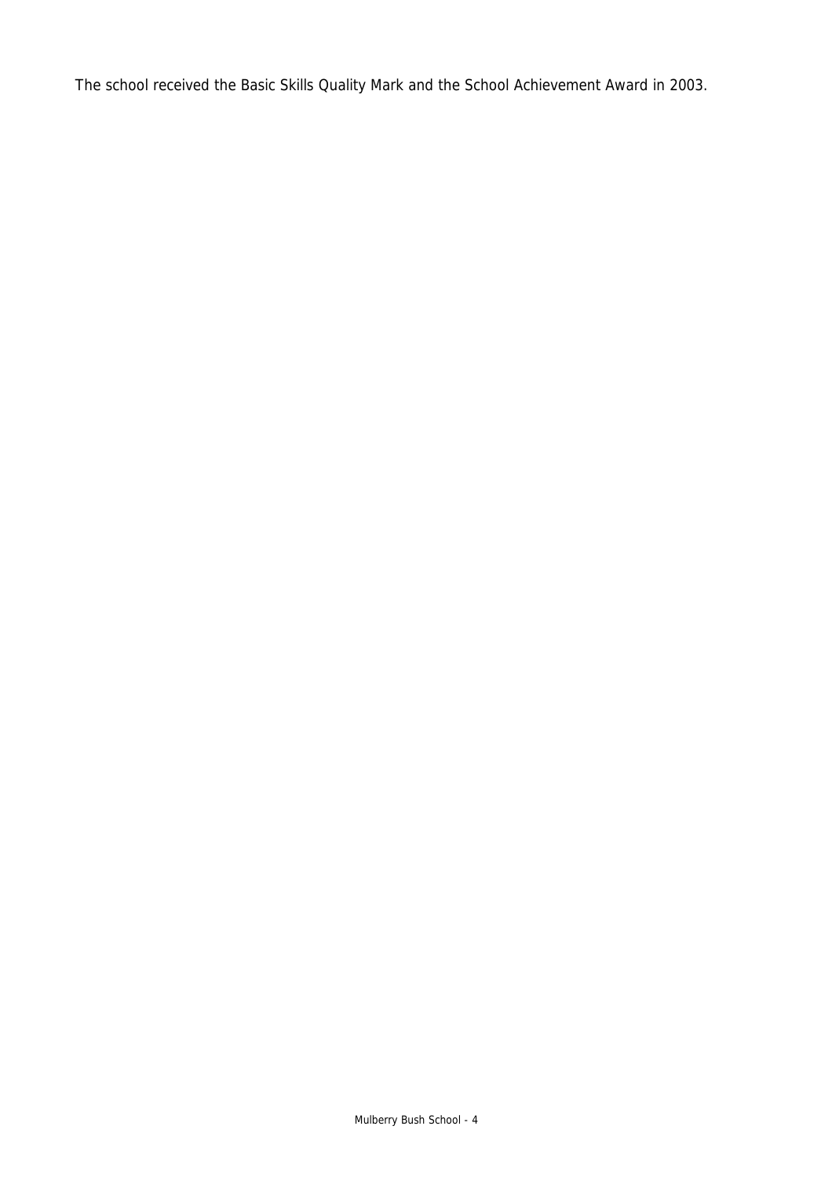The school received the Basic Skills Quality Mark and the School Achievement Award in 2003.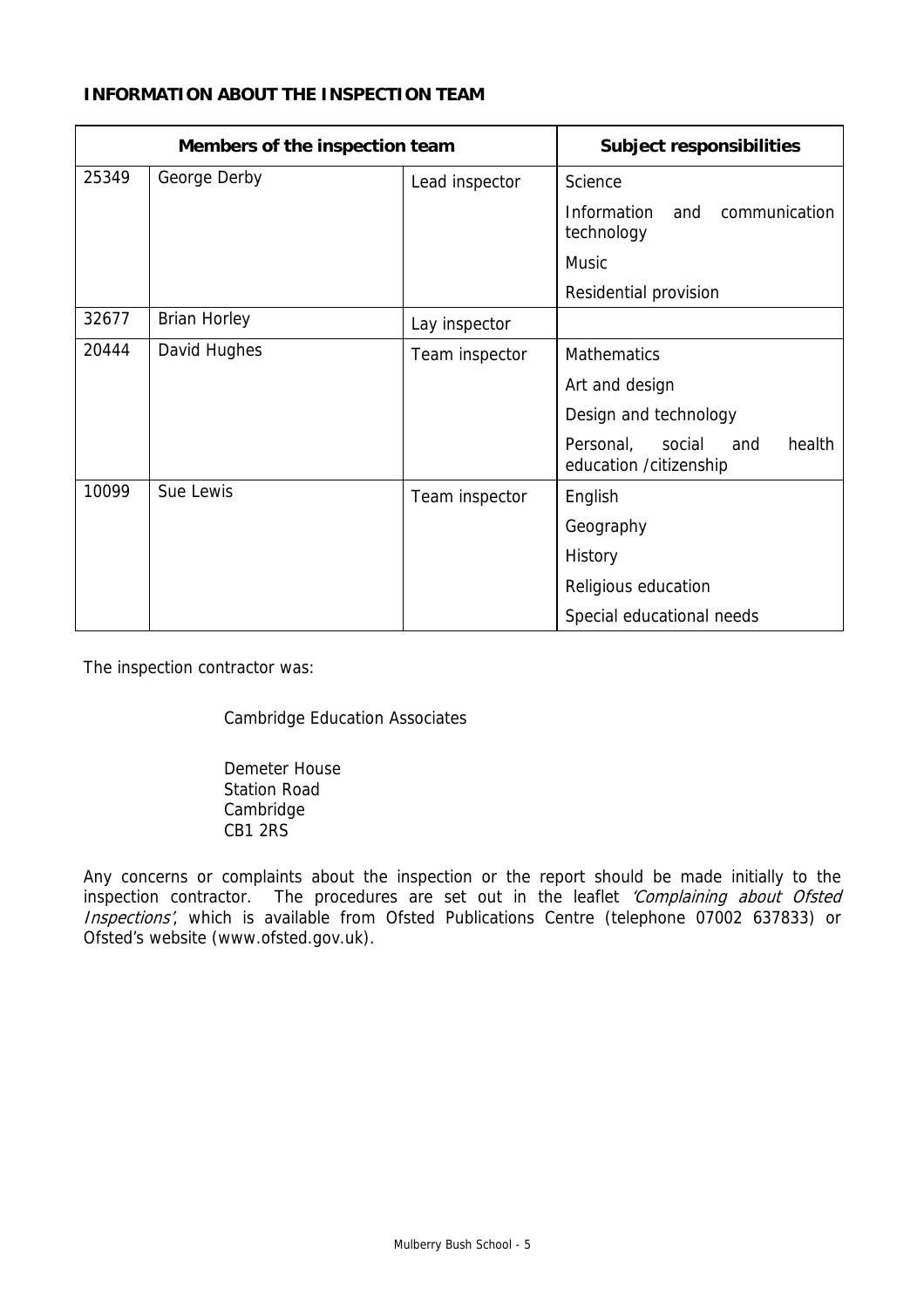**INFORMATION ABOUT THE INSPECTION TEAM**

| Members of the inspection team | | | Subject responsibilities |
|---|---|---|---|
| 25349 | George Derby | Lead inspector | Science |
| | | | Information and communication technology |
| | | | Music |
| | | | Residential provision |
| 32677 | Brian Horley | Lay inspector | |
| 20444 | David Hughes | Team inspector | Mathematics |
| | | | Art and design |
| | | | Design and technology |
| | | | Personal, social and health education /citizenship |
| 10099 | Sue Lewis | Team inspector | English |
| | | | Geography |
| | | | History |
| | | | Religious education |
| | | | Special educational needs |

The inspection contractor was:

Cambridge Education Associates

Demeter House
Station Road
Cambridge
CB1 2RS

Any concerns or complaints about the inspection or the report should be made initially to the inspection contractor. The procedures are set out in the leaflet *'Complaining about Ofsted Inspections'*, which is available from Ofsted Publications Centre (telephone 07002 637833) or Ofsted's website (www.ofsted.gov.uk).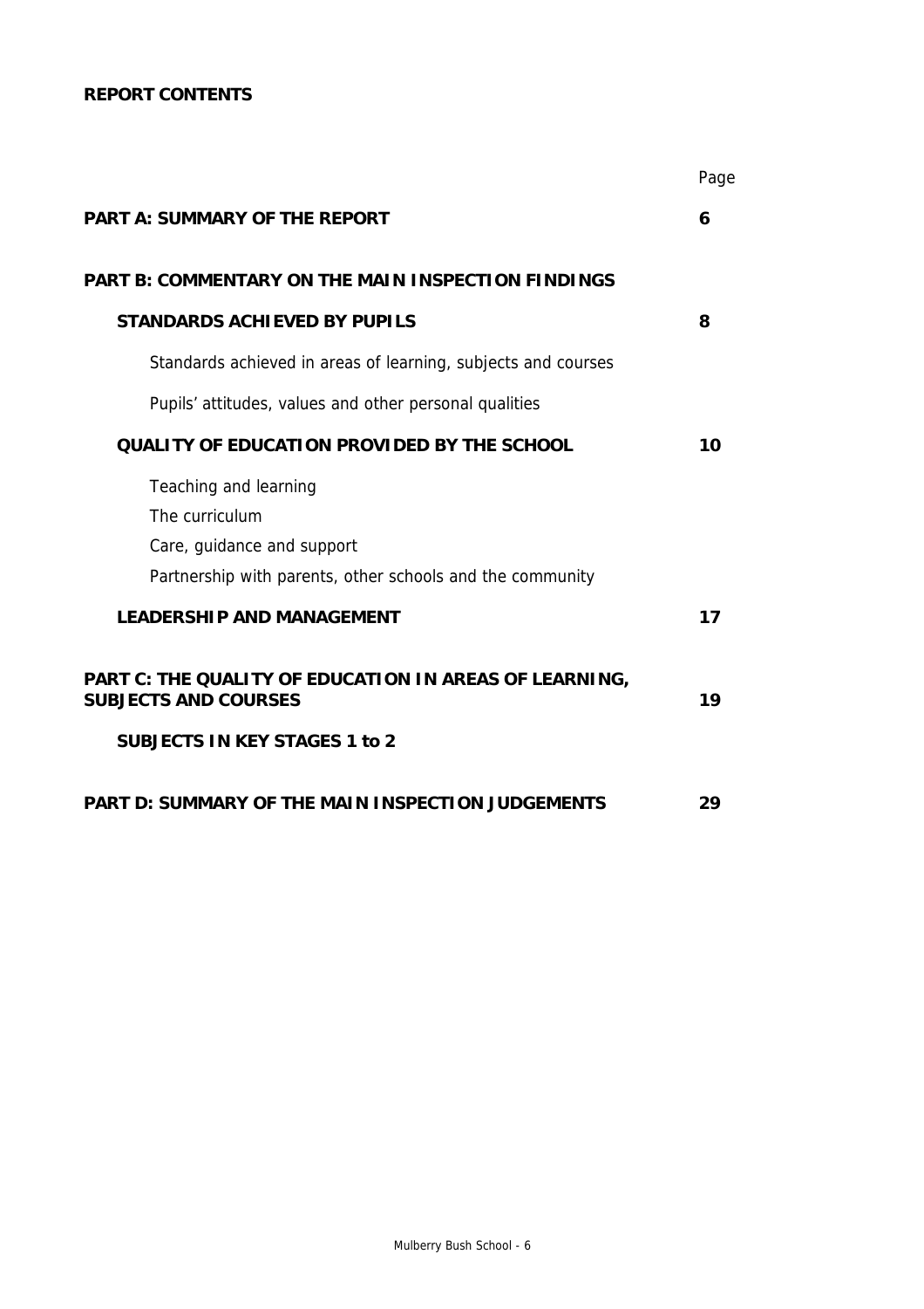**REPORT CONTENTS**

| | Page |
|---|---|
| **PART A: SUMMARY OF THE REPORT** | **6** |
| **PART B: COMMENTARY ON THE MAIN INSPECTION FINDINGS** | |
| **STANDARDS ACHIEVED BY PUPILS** | **8** |
| Standards achieved in areas of learning, subjects and courses | |
| Pupils' attitudes, values and other personal qualities | |
| **QUALITY OF EDUCATION PROVIDED BY THE SCHOOL** | **10** |
| Teaching and learning | |
| The curriculum | |
| Care, guidance and support | |
| Partnership with parents, other schools and the community | |
| **LEADERSHIP AND MANAGEMENT** | **17** |
| **PART C: THE QUALITY OF EDUCATION IN AREAS OF LEARNING, SUBJECTS AND COURSES** | **19** |
| **SUBJECTS IN KEY STAGES 1 to 2** | |
| **PART D: SUMMARY OF THE MAIN INSPECTION JUDGEMENTS** | **29** |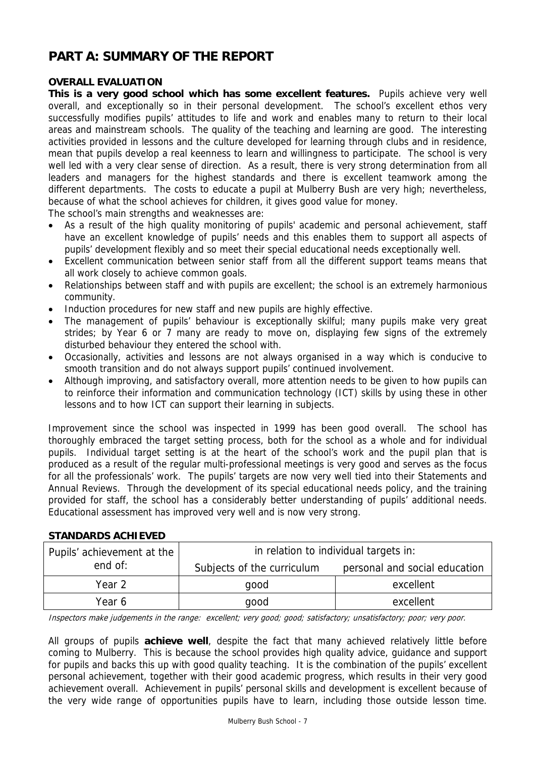# PART A: SUMMARY OF THE REPORT

### OVERALL EVALUATION

**This is a very good school which has some excellent features.** Pupils achieve very well overall, and exceptionally so in their personal development. The school's excellent ethos very successfully modifies pupils' attitudes to life and work and enables many to return to their local areas and mainstream schools. The quality of the teaching and learning are good. The interesting activities provided in lessons and the culture developed for learning through clubs and in residence, mean that pupils develop a real keenness to learn and willingness to participate. The school is very well led with a very clear sense of direction. As a result, there is very strong determination from all leaders and managers for the highest standards and there is excellent teamwork among the different departments. The costs to educate a pupil at Mulberry Bush are very high; nevertheless, because of what the school achieves for children, it gives good value for money.

The school's main strengths and weaknesses are:

- As a result of the high quality monitoring of pupils' academic and personal achievement, staff have an excellent knowledge of pupils' needs and this enables them to support all aspects of pupils' development flexibly and so meet their special educational needs exceptionally well.
- Excellent communication between senior staff from all the different support teams means that all work closely to achieve common goals.
- Relationships between staff and with pupils are excellent; the school is an extremely harmonious community.
- Induction procedures for new staff and new pupils are highly effective.
- The management of pupils' behaviour is exceptionally skilful; many pupils make very great strides; by Year 6 or 7 many are ready to move on, displaying few signs of the extremely disturbed behaviour they entered the school with.
- Occasionally, activities and lessons are not always organised in a way which is conducive to smooth transition and do not always support pupils' continued involvement.
- Although improving, and satisfactory overall, more attention needs to be given to how pupils can to reinforce their information and communication technology (ICT) skills by using these in other lessons and to how ICT can support their learning in subjects.

Improvement since the school was inspected in 1999 has been good overall. The school has thoroughly embraced the target setting process, both for the school as a whole and for individual pupils. Individual target setting is at the heart of the school's work and the pupil plan that is produced as a result of the regular multi-professional meetings is very good and serves as the focus for all the professionals' work. The pupils' targets are now very well tied into their Statements and Annual Reviews. Through the development of its special educational needs policy, and the training provided for staff, the school has a considerably better understanding of pupils' additional needs. Educational assessment has improved very well and is now very strong.

### STANDARDS ACHIEVED

| Pupils' achievement at the end of: | in relation to individual targets in: | |
|---|---|---|
| | Subjects of the curriculum | personal and social education |
| Year 2 | good | excellent |
| Year 6 | good | excellent |

*Inspectors make judgements in the range: excellent; very good; good; satisfactory; unsatisfactory; poor; very poor.*

All groups of pupils **achieve well**, despite the fact that many achieved relatively little before coming to Mulberry. This is because the school provides high quality advice, guidance and support for pupils and backs this up with good quality teaching. It is the combination of the pupils' excellent personal achievement, together with their good academic progress, which results in their very good achievement overall. Achievement in pupils' personal skills and development is excellent because of the very wide range of opportunities pupils have to learn, including those outside lesson time.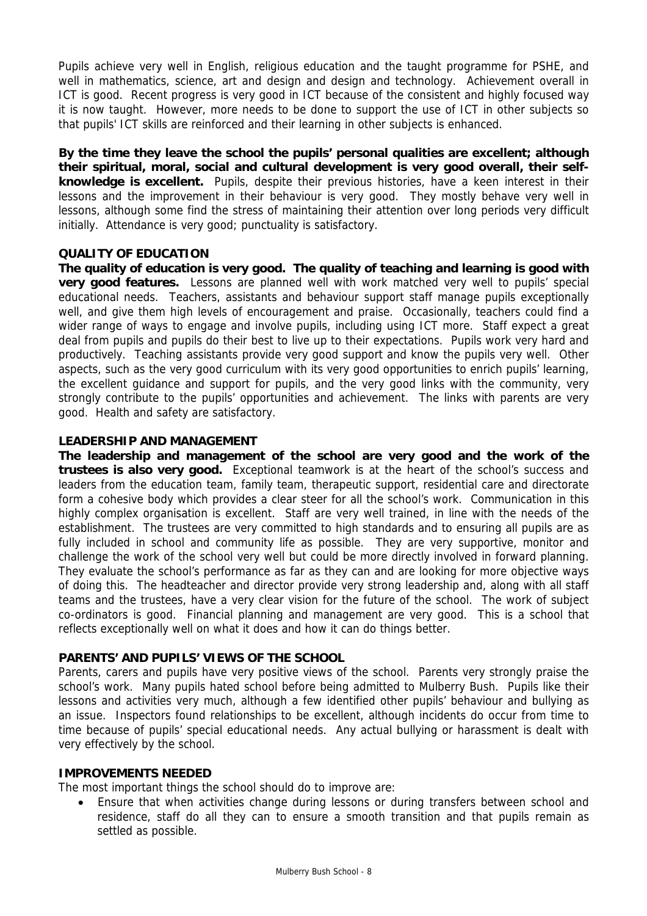Pupils achieve very well in English, religious education and the taught programme for PSHE, and well in mathematics, science, art and design and design and technology. Achievement overall in ICT is good. Recent progress is very good in ICT because of the consistent and highly focused way it is now taught. However, more needs to be done to support the use of ICT in other subjects so that pupils' ICT skills are reinforced and their learning in other subjects is enhanced.

**By the time they leave the school the pupils' personal qualities are excellent; although their spiritual, moral, social and cultural development is very good overall, their self-knowledge is excellent.** Pupils, despite their previous histories, have a keen interest in their lessons and the improvement in their behaviour is very good. They mostly behave very well in lessons, although some find the stress of maintaining their attention over long periods very difficult initially. Attendance is very good; punctuality is satisfactory.

## QUALITY OF EDUCATION

**The quality of education is very good. The quality of teaching and learning is good with very good features.** Lessons are planned well with work matched very well to pupils' special educational needs. Teachers, assistants and behaviour support staff manage pupils exceptionally well, and give them high levels of encouragement and praise. Occasionally, teachers could find a wider range of ways to engage and involve pupils, including using ICT more. Staff expect a great deal from pupils and pupils do their best to live up to their expectations. Pupils work very hard and productively. Teaching assistants provide very good support and know the pupils very well. Other aspects, such as the very good curriculum with its very good opportunities to enrich pupils' learning, the excellent guidance and support for pupils, and the very good links with the community, very strongly contribute to the pupils' opportunities and achievement. The links with parents are very good. Health and safety are satisfactory.

## LEADERSHIP AND MANAGEMENT

**The leadership and management of the school are very good and the work of the trustees is also very good.** Exceptional teamwork is at the heart of the school's success and leaders from the education team, family team, therapeutic support, residential care and directorate form a cohesive body which provides a clear steer for all the school's work. Communication in this highly complex organisation is excellent. Staff are very well trained, in line with the needs of the establishment. The trustees are very committed to high standards and to ensuring all pupils are as fully included in school and community life as possible. They are very supportive, monitor and challenge the work of the school very well but could be more directly involved in forward planning. They evaluate the school's performance as far as they can and are looking for more objective ways of doing this. The headteacher and director provide very strong leadership and, along with all staff teams and the trustees, have a very clear vision for the future of the school. The work of subject co-ordinators is good. Financial planning and management are very good. This is a school that reflects exceptionally well on what it does and how it can do things better.

## PARENTS' AND PUPILS' VIEWS OF THE SCHOOL

Parents, carers and pupils have very positive views of the school. Parents very strongly praise the school's work. Many pupils hated school before being admitted to Mulberry Bush. Pupils like their lessons and activities very much, although a few identified other pupils' behaviour and bullying as an issue. Inspectors found relationships to be excellent, although incidents do occur from time to time because of pupils' special educational needs. Any actual bullying or harassment is dealt with very effectively by the school.

## IMPROVEMENTS NEEDED

The most important things the school should do to improve are:

- Ensure that when activities change during lessons or during transfers between school and residence, staff do all they can to ensure a smooth transition and that pupils remain as settled as possible.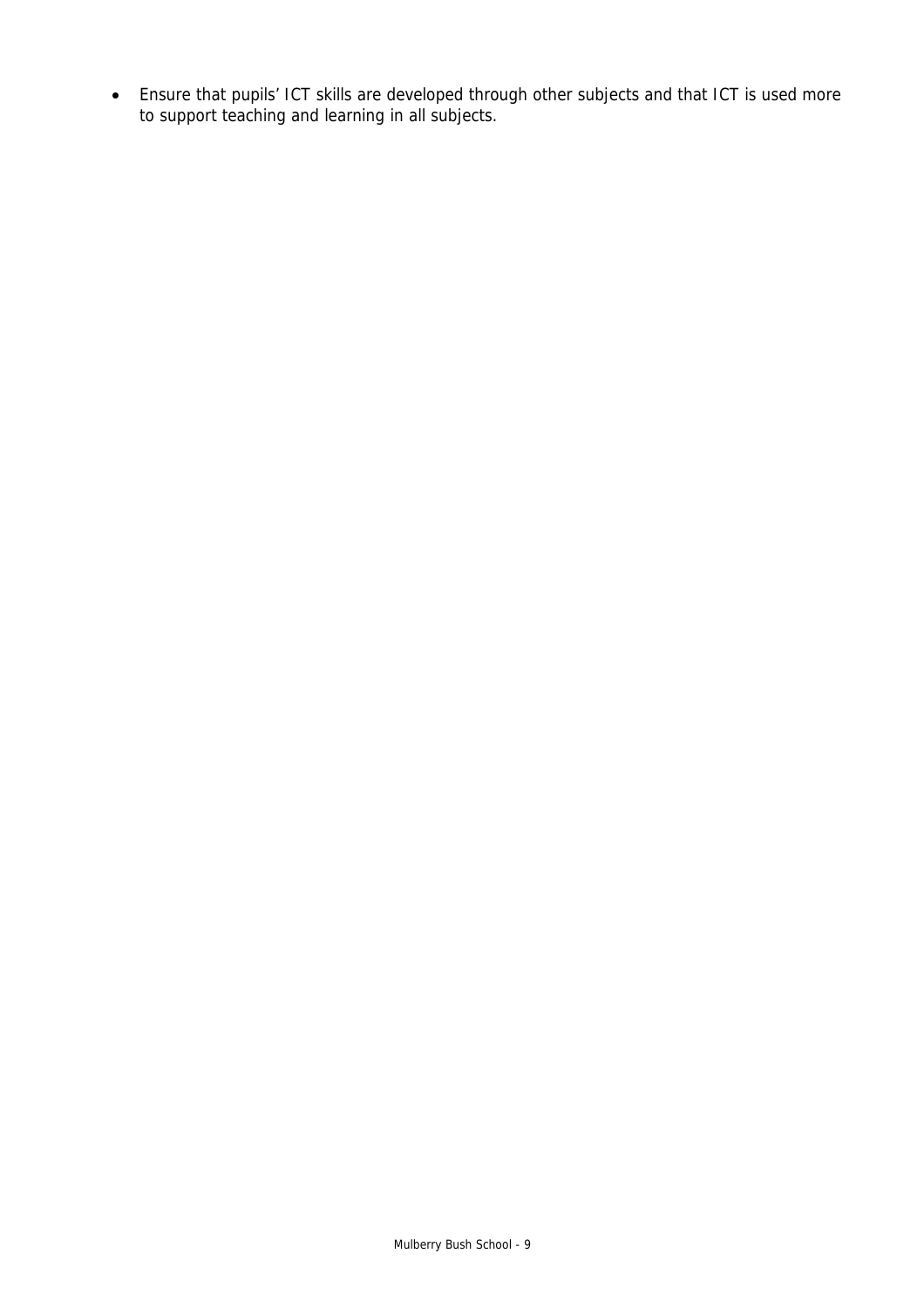- Ensure that pupils' ICT skills are developed through other subjects and that ICT is used more to support teaching and learning in all subjects.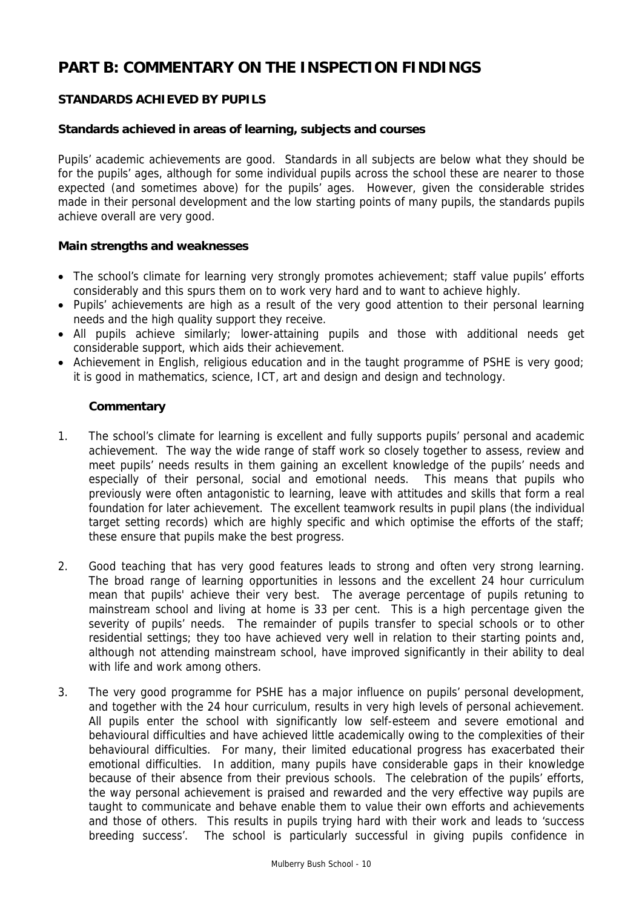# PART B: COMMENTARY ON THE INSPECTION FINDINGS

## STANDARDS ACHIEVED BY PUPILS

### Standards achieved in areas of learning, subjects and courses

Pupils' academic achievements are good. Standards in all subjects are below what they should be for the pupils' ages, although for some individual pupils across the school these are nearer to those expected (and sometimes above) for the pupils' ages. However, given the considerable strides made in their personal development and the low starting points of many pupils, the standards pupils achieve overall are very good.

### Main strengths and weaknesses

- The school's climate for learning very strongly promotes achievement; staff value pupils' efforts considerably and this spurs them on to work very hard and to want to achieve highly.
- Pupils' achievements are high as a result of the very good attention to their personal learning needs and the high quality support they receive.
- All pupils achieve similarly; lower-attaining pupils and those with additional needs get considerable support, which aids their achievement.
- Achievement in English, religious education and in the taught programme of PSHE is very good; it is good in mathematics, science, ICT, art and design and design and technology.

#### Commentary

1. The school's climate for learning is excellent and fully supports pupils' personal and academic achievement. The way the wide range of staff work so closely together to assess, review and meet pupils' needs results in them gaining an excellent knowledge of the pupils' needs and especially of their personal, social and emotional needs. This means that pupils who previously were often antagonistic to learning, leave with attitudes and skills that form a real foundation for later achievement. The excellent teamwork results in pupil plans (the individual target setting records) which are highly specific and which optimise the efforts of the staff; these ensure that pupils make the best progress.

2. Good teaching that has very good features leads to strong and often very strong learning. The broad range of learning opportunities in lessons and the excellent 24 hour curriculum mean that pupils' achieve their very best. The average percentage of pupils retuning to mainstream school and living at home is 33 per cent. This is a high percentage given the severity of pupils' needs. The remainder of pupils transfer to special schools or to other residential settings; they too have achieved very well in relation to their starting points and, although not attending mainstream school, have improved significantly in their ability to deal with life and work among others.

3. The very good programme for PSHE has a major influence on pupils' personal development, and together with the 24 hour curriculum, results in very high levels of personal achievement. All pupils enter the school with significantly low self-esteem and severe emotional and behavioural difficulties and have achieved little academically owing to the complexities of their behavioural difficulties. For many, their limited educational progress has exacerbated their emotional difficulties. In addition, many pupils have considerable gaps in their knowledge because of their absence from their previous schools. The celebration of the pupils' efforts, the way personal achievement is praised and rewarded and the very effective way pupils are taught to communicate and behave enable them to value their own efforts and achievements and those of others. This results in pupils trying hard with their work and leads to 'success breeding success'. The school is particularly successful in giving pupils confidence in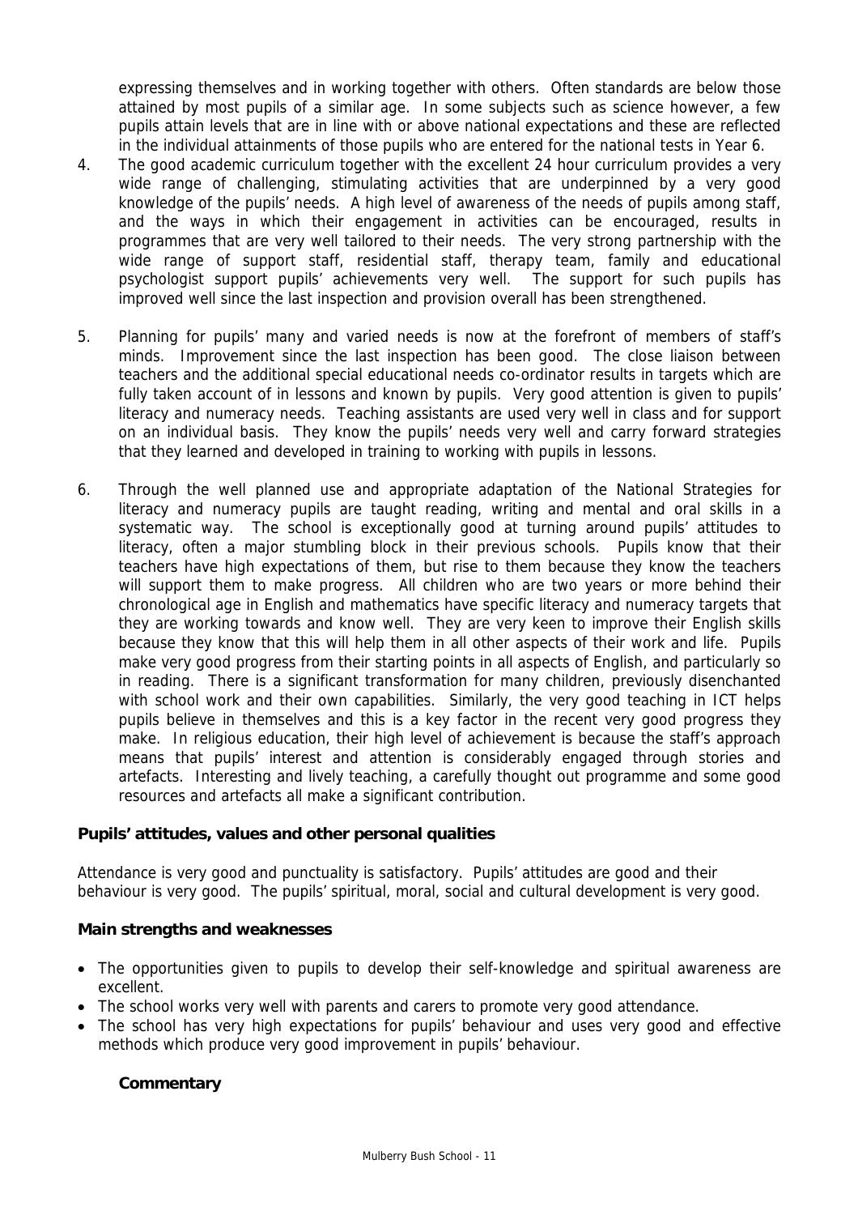expressing themselves and in working together with others. Often standards are below those attained by most pupils of a similar age. In some subjects such as science however, a few pupils attain levels that are in line with or above national expectations and these are reflected in the individual attainments of those pupils who are entered for the national tests in Year 6.

4. The good academic curriculum together with the excellent 24 hour curriculum provides a very wide range of challenging, stimulating activities that are underpinned by a very good knowledge of the pupils' needs. A high level of awareness of the needs of pupils among staff, and the ways in which their engagement in activities can be encouraged, results in programmes that are very well tailored to their needs. The very strong partnership with the wide range of support staff, residential staff, therapy team, family and educational psychologist support pupils' achievements very well. The support for such pupils has improved well since the last inspection and provision overall has been strengthened.

5. Planning for pupils' many and varied needs is now at the forefront of members of staff's minds. Improvement since the last inspection has been good. The close liaison between teachers and the additional special educational needs co-ordinator results in targets which are fully taken account of in lessons and known by pupils. Very good attention is given to pupils' literacy and numeracy needs. Teaching assistants are used very well in class and for support on an individual basis. They know the pupils' needs very well and carry forward strategies that they learned and developed in training to working with pupils in lessons.

6. Through the well planned use and appropriate adaptation of the National Strategies for literacy and numeracy pupils are taught reading, writing and mental and oral skills in a systematic way. The school is exceptionally good at turning around pupils' attitudes to literacy, often a major stumbling block in their previous schools. Pupils know that their teachers have high expectations of them, but rise to them because they know the teachers will support them to make progress. All children who are two years or more behind their chronological age in English and mathematics have specific literacy and numeracy targets that they are working towards and know well. They are very keen to improve their English skills because they know that this will help them in all other aspects of their work and life. Pupils make very good progress from their starting points in all aspects of English, and particularly so in reading. There is a significant transformation for many children, previously disenchanted with school work and their own capabilities. Similarly, the very good teaching in ICT helps pupils believe in themselves and this is a key factor in the recent very good progress they make. In religious education, their high level of achievement is because the staff's approach means that pupils' interest and attention is considerably engaged through stories and artefacts. Interesting and lively teaching, a carefully thought out programme and some good resources and artefacts all make a significant contribution.

### Pupils' attitudes, values and other personal qualities

Attendance is very good and punctuality is satisfactory. Pupils' attitudes are good and their behaviour is very good. The pupils' spiritual, moral, social and cultural development is very good.

#### Main strengths and weaknesses

- The opportunities given to pupils to develop their self-knowledge and spiritual awareness are excellent.
- The school works very well with parents and carers to promote very good attendance.
- The school has very high expectations for pupils' behaviour and uses very good and effective methods which produce very good improvement in pupils' behaviour.

#### Commentary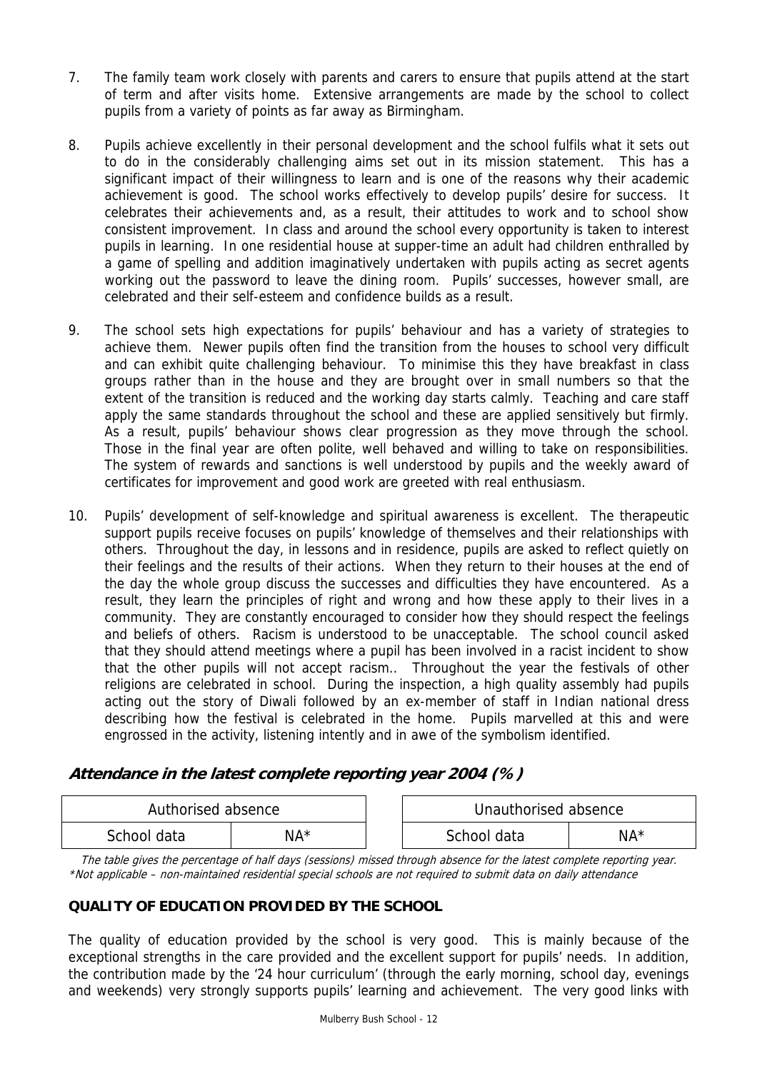7. The family team work closely with parents and carers to ensure that pupils attend at the start of term and after visits home. Extensive arrangements are made by the school to collect pupils from a variety of points as far away as Birmingham.

8. Pupils achieve excellently in their personal development and the school fulfils what it sets out to do in the considerably challenging aims set out in its mission statement. This has a significant impact of their willingness to learn and is one of the reasons why their academic achievement is good. The school works effectively to develop pupils' desire for success. It celebrates their achievements and, as a result, their attitudes to work and to school show consistent improvement. In class and around the school every opportunity is taken to interest pupils in learning. In one residential house at supper-time an adult had children enthralled by a game of spelling and addition imaginatively undertaken with pupils acting as secret agents working out the password to leave the dining room. Pupils' successes, however small, are celebrated and their self-esteem and confidence builds as a result.

9. The school sets high expectations for pupils' behaviour and has a variety of strategies to achieve them. Newer pupils often find the transition from the houses to school very difficult and can exhibit quite challenging behaviour. To minimise this they have breakfast in class groups rather than in the house and they are brought over in small numbers so that the extent of the transition is reduced and the working day starts calmly. Teaching and care staff apply the same standards throughout the school and these are applied sensitively but firmly. As a result, pupils' behaviour shows clear progression as they move through the school. Those in the final year are often polite, well behaved and willing to take on responsibilities. The system of rewards and sanctions is well understood by pupils and the weekly award of certificates for improvement and good work are greeted with real enthusiasm.

10. Pupils' development of self-knowledge and spiritual awareness is excellent. The therapeutic support pupils receive focuses on pupils' knowledge of themselves and their relationships with others. Throughout the day, in lessons and in residence, pupils are asked to reflect quietly on their feelings and the results of their actions. When they return to their houses at the end of the day the whole group discuss the successes and difficulties they have encountered. As a result, they learn the principles of right and wrong and how these apply to their lives in a community. They are constantly encouraged to consider how they should respect the feelings and beliefs of others. Racism is understood to be unacceptable. The school council asked that they should attend meetings where a pupil has been involved in a racist incident to show that the other pupils will not accept racism.. Throughout the year the festivals of other religions are celebrated in school. During the inspection, a high quality assembly had pupils acting out the story of Diwali followed by an ex-member of staff in Indian national dress describing how the festival is celebrated in the home. Pupils marvelled at this and were engrossed in the activity, listening intently and in awe of the symbolism identified.

### *Attendance in the latest complete reporting year 2004 (%)*

| Authorised absence | |
|---|---|
| School data | NA* |

| Unauthorised absence | |
|---|---|
| School data | NA* |

*The table gives the percentage of half days (sessions) missed through absence for the latest complete reporting year.*
*\*Not applicable – non-maintained residential special schools are not required to submit data on daily attendance*

## QUALITY OF EDUCATION PROVIDED BY THE SCHOOL

The quality of education provided by the school is very good. This is mainly because of the exceptional strengths in the care provided and the excellent support for pupils' needs. In addition, the contribution made by the '24 hour curriculum' (through the early morning, school day, evenings and weekends) very strongly supports pupils' learning and achievement. The very good links with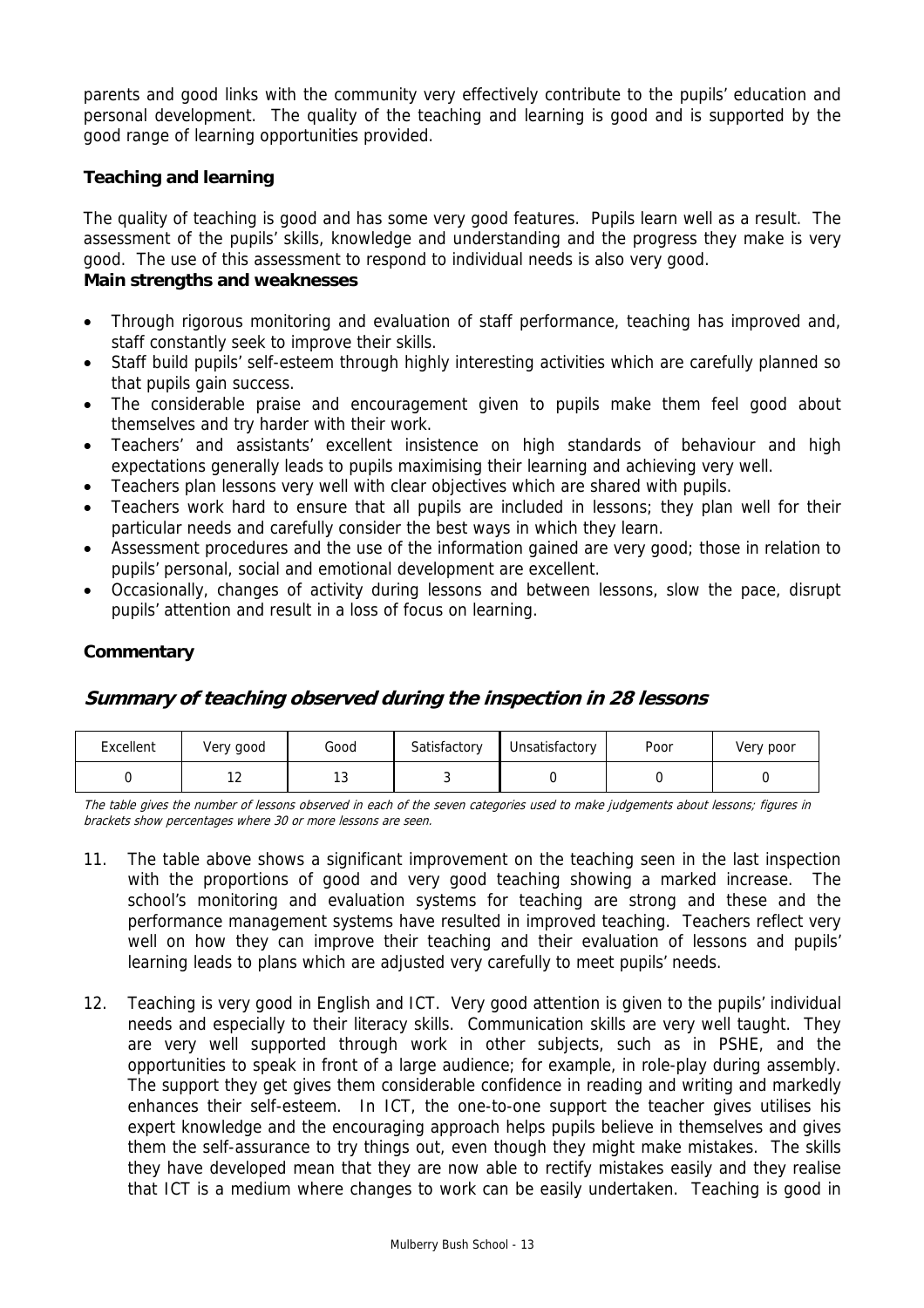parents and good links with the community very effectively contribute to the pupils' education and personal development. The quality of the teaching and learning is good and is supported by the good range of learning opportunities provided.

### Teaching and learning

The quality of teaching is good and has some very good features. Pupils learn well as a result. The assessment of the pupils' skills, knowledge and understanding and the progress they make is very good. The use of this assessment to respond to individual needs is also very good.

**Main strengths and weaknesses**

- Through rigorous monitoring and evaluation of staff performance, teaching has improved and, staff constantly seek to improve their skills.
- Staff build pupils' self-esteem through highly interesting activities which are carefully planned so that pupils gain success.
- The considerable praise and encouragement given to pupils make them feel good about themselves and try harder with their work.
- Teachers' and assistants' excellent insistence on high standards of behaviour and high expectations generally leads to pupils maximising their learning and achieving very well.
- Teachers plan lessons very well with clear objectives which are shared with pupils.
- Teachers work hard to ensure that all pupils are included in lessons; they plan well for their particular needs and carefully consider the best ways in which they learn.
- Assessment procedures and the use of the information gained are very good; those in relation to pupils' personal, social and emotional development are excellent.
- Occasionally, changes of activity during lessons and between lessons, slow the pace, disrupt pupils' attention and result in a loss of focus on learning.

### Commentary

## *Summary of teaching observed during the inspection in 28 lessons*

| Excellent | Very good | Good | Satisfactory | Unsatisfactory | Poor | Very poor |
|---|---|---|---|---|---|---|
| 0 | 12 | 13 | 3 | 0 | 0 | 0 |

*The table gives the number of lessons observed in each of the seven categories used to make judgements about lessons; figures in brackets show percentages where 30 or more lessons are seen.*

11. The table above shows a significant improvement on the teaching seen in the last inspection with the proportions of good and very good teaching showing a marked increase. The school's monitoring and evaluation systems for teaching are strong and these and the performance management systems have resulted in improved teaching. Teachers reflect very well on how they can improve their teaching and their evaluation of lessons and pupils' learning leads to plans which are adjusted very carefully to meet pupils' needs.

12. Teaching is very good in English and ICT. Very good attention is given to the pupils' individual needs and especially to their literacy skills. Communication skills are very well taught. They are very well supported through work in other subjects, such as in PSHE, and the opportunities to speak in front of a large audience; for example, in role-play during assembly. The support they get gives them considerable confidence in reading and writing and markedly enhances their self-esteem. In ICT, the one-to-one support the teacher gives utilises his expert knowledge and the encouraging approach helps pupils believe in themselves and gives them the self-assurance to try things out, even though they might make mistakes. The skills they have developed mean that they are now able to rectify mistakes easily and they realise that ICT is a medium where changes to work can be easily undertaken. Teaching is good in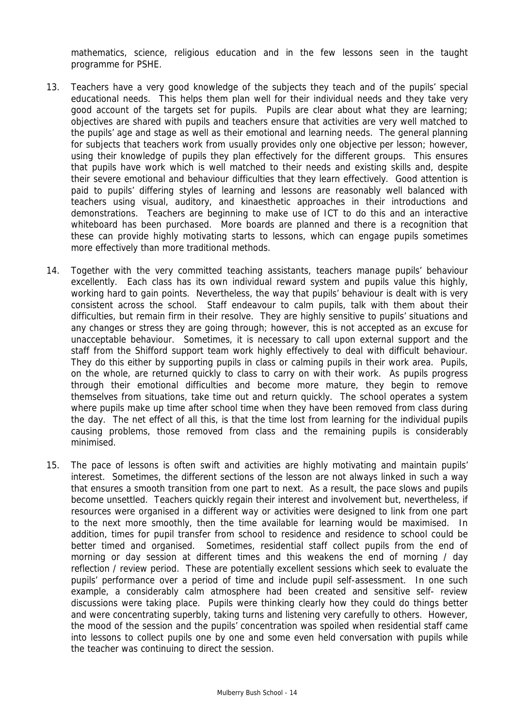mathematics, science, religious education and in the few lessons seen in the taught programme for PSHE.

13. Teachers have a very good knowledge of the subjects they teach and of the pupils' special educational needs. This helps them plan well for their individual needs and they take very good account of the targets set for pupils. Pupils are clear about what they are learning; objectives are shared with pupils and teachers ensure that activities are very well matched to the pupils' age and stage as well as their emotional and learning needs. The general planning for subjects that teachers work from usually provides only one objective per lesson; however, using their knowledge of pupils they plan effectively for the different groups. This ensures that pupils have work which is well matched to their needs and existing skills and, despite their severe emotional and behaviour difficulties that they learn effectively. Good attention is paid to pupils' differing styles of learning and lessons are reasonably well balanced with teachers using visual, auditory, and kinaesthetic approaches in their introductions and demonstrations. Teachers are beginning to make use of ICT to do this and an interactive whiteboard has been purchased. More boards are planned and there is a recognition that these can provide highly motivating starts to lessons, which can engage pupils sometimes more effectively than more traditional methods.

14. Together with the very committed teaching assistants, teachers manage pupils' behaviour excellently. Each class has its own individual reward system and pupils value this highly, working hard to gain points. Nevertheless, the way that pupils' behaviour is dealt with is very consistent across the school. Staff endeavour to calm pupils, talk with them about their difficulties, but remain firm in their resolve. They are highly sensitive to pupils' situations and any changes or stress they are going through; however, this is not accepted as an excuse for unacceptable behaviour. Sometimes, it is necessary to call upon external support and the staff from the Shifford support team work highly effectively to deal with difficult behaviour. They do this either by supporting pupils in class or calming pupils in their work area. Pupils, on the whole, are returned quickly to class to carry on with their work. As pupils progress through their emotional difficulties and become more mature, they begin to remove themselves from situations, take time out and return quickly. The school operates a system where pupils make up time after school time when they have been removed from class during the day. The net effect of all this, is that the time lost from learning for the individual pupils causing problems, those removed from class and the remaining pupils is considerably minimised.

15. The pace of lessons is often swift and activities are highly motivating and maintain pupils' interest. Sometimes, the different sections of the lesson are not always linked in such a way that ensures a smooth transition from one part to next. As a result, the pace slows and pupils become unsettled. Teachers quickly regain their interest and involvement but, nevertheless, if resources were organised in a different way or activities were designed to link from one part to the next more smoothly, then the time available for learning would be maximised. In addition, times for pupil transfer from school to residence and residence to school could be better timed and organised. Sometimes, residential staff collect pupils from the end of morning or day session at different times and this weakens the end of morning / day reflection / review period. These are potentially excellent sessions which seek to evaluate the pupils' performance over a period of time and include pupil self-assessment. In one such example, a considerably calm atmosphere had been created and sensitive self- review discussions were taking place. Pupils were thinking clearly how they could do things better and were concentrating superbly, taking turns and listening very carefully to others. However, the mood of the session and the pupils' concentration was spoiled when residential staff came into lessons to collect pupils one by one and some even held conversation with pupils while the teacher was continuing to direct the session.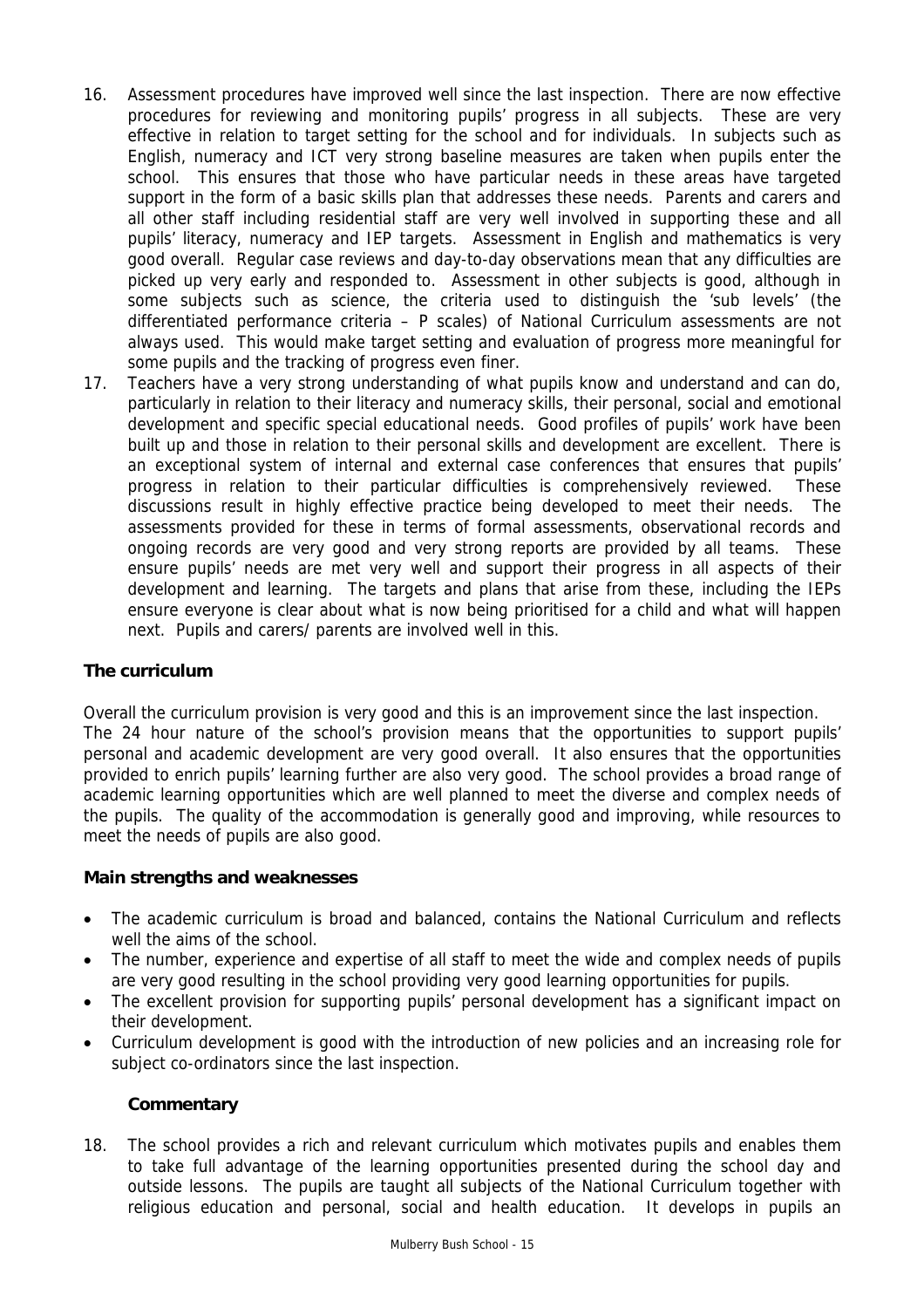16. Assessment procedures have improved well since the last inspection. There are now effective procedures for reviewing and monitoring pupils' progress in all subjects. These are very effective in relation to target setting for the school and for individuals. In subjects such as English, numeracy and ICT very strong baseline measures are taken when pupils enter the school. This ensures that those who have particular needs in these areas have targeted support in the form of a basic skills plan that addresses these needs. Parents and carers and all other staff including residential staff are very well involved in supporting these and all pupils' literacy, numeracy and IEP targets. Assessment in English and mathematics is very good overall. Regular case reviews and day-to-day observations mean that any difficulties are picked up very early and responded to. Assessment in other subjects is good, although in some subjects such as science, the criteria used to distinguish the 'sub levels' (the differentiated performance criteria – P scales) of National Curriculum assessments are not always used. This would make target setting and evaluation of progress more meaningful for some pupils and the tracking of progress even finer.

17. Teachers have a very strong understanding of what pupils know and understand and can do, particularly in relation to their literacy and numeracy skills, their personal, social and emotional development and specific special educational needs. Good profiles of pupils' work have been built up and those in relation to their personal skills and development are excellent. There is an exceptional system of internal and external case conferences that ensures that pupils' progress in relation to their particular difficulties is comprehensively reviewed. These discussions result in highly effective practice being developed to meet their needs. The assessments provided for these in terms of formal assessments, observational records and ongoing records are very good and very strong reports are provided by all teams. These ensure pupils' needs are met very well and support their progress in all aspects of their development and learning. The targets and plans that arise from these, including the IEPs ensure everyone is clear about what is now being prioritised for a child and what will happen next. Pupils and carers/ parents are involved well in this.

### The curriculum

Overall the curriculum provision is very good and this is an improvement since the last inspection. The 24 hour nature of the school's provision means that the opportunities to support pupils' personal and academic development are very good overall. It also ensures that the opportunities provided to enrich pupils' learning further are also very good. The school provides a broad range of academic learning opportunities which are well planned to meet the diverse and complex needs of the pupils. The quality of the accommodation is generally good and improving, while resources to meet the needs of pupils are also good.

#### Main strengths and weaknesses

- The academic curriculum is broad and balanced, contains the National Curriculum and reflects well the aims of the school.
- The number, experience and expertise of all staff to meet the wide and complex needs of pupils are very good resulting in the school providing very good learning opportunities for pupils.
- The excellent provision for supporting pupils' personal development has a significant impact on their development.
- Curriculum development is good with the introduction of new policies and an increasing role for subject co-ordinators since the last inspection.

#### Commentary

18. The school provides a rich and relevant curriculum which motivates pupils and enables them to take full advantage of the learning opportunities presented during the school day and outside lessons. The pupils are taught all subjects of the National Curriculum together with religious education and personal, social and health education. It develops in pupils an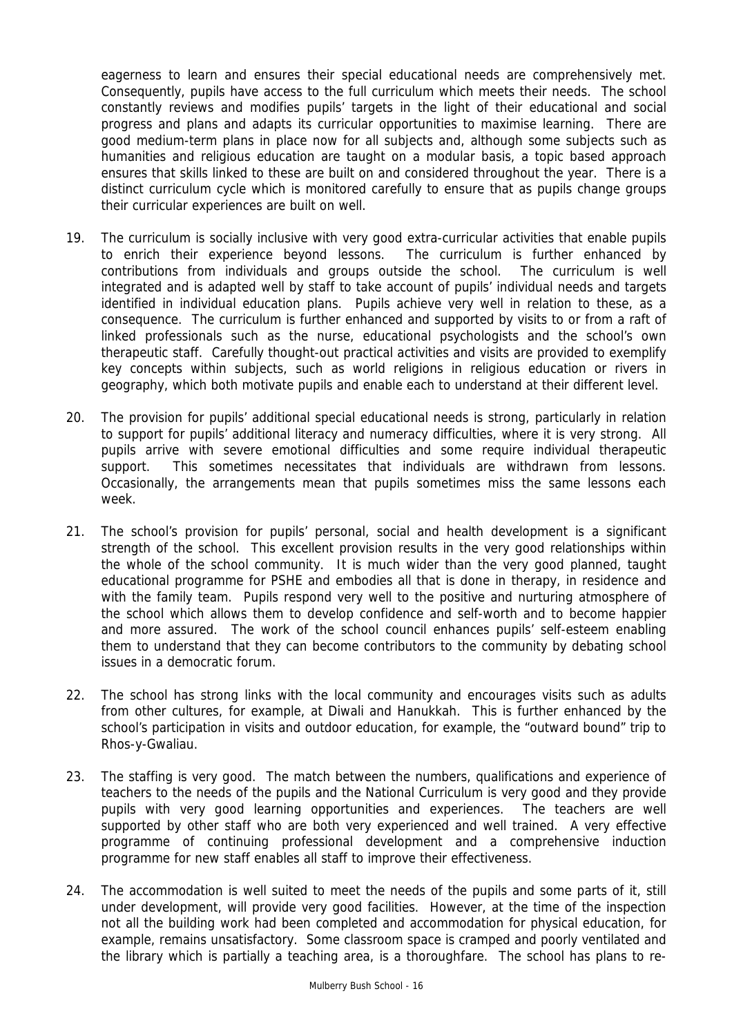eagerness to learn and ensures their special educational needs are comprehensively met. Consequently, pupils have access to the full curriculum which meets their needs. The school constantly reviews and modifies pupils' targets in the light of their educational and social progress and plans and adapts its curricular opportunities to maximise learning. There are good medium-term plans in place now for all subjects and, although some subjects such as humanities and religious education are taught on a modular basis, a topic based approach ensures that skills linked to these are built on and considered throughout the year. There is a distinct curriculum cycle which is monitored carefully to ensure that as pupils change groups their curricular experiences are built on well.

19. The curriculum is socially inclusive with very good extra-curricular activities that enable pupils to enrich their experience beyond lessons. The curriculum is further enhanced by contributions from individuals and groups outside the school. The curriculum is well integrated and is adapted well by staff to take account of pupils' individual needs and targets identified in individual education plans. Pupils achieve very well in relation to these, as a consequence. The curriculum is further enhanced and supported by visits to or from a raft of linked professionals such as the nurse, educational psychologists and the school's own therapeutic staff. Carefully thought-out practical activities and visits are provided to exemplify key concepts within subjects, such as world religions in religious education or rivers in geography, which both motivate pupils and enable each to understand at their different level.

20. The provision for pupils' additional special educational needs is strong, particularly in relation to support for pupils' additional literacy and numeracy difficulties, where it is very strong. All pupils arrive with severe emotional difficulties and some require individual therapeutic support. This sometimes necessitates that individuals are withdrawn from lessons. Occasionally, the arrangements mean that pupils sometimes miss the same lessons each week.

21. The school's provision for pupils' personal, social and health development is a significant strength of the school. This excellent provision results in the very good relationships within the whole of the school community. It is much wider than the very good planned, taught educational programme for PSHE and embodies all that is done in therapy, in residence and with the family team. Pupils respond very well to the positive and nurturing atmosphere of the school which allows them to develop confidence and self-worth and to become happier and more assured. The work of the school council enhances pupils' self-esteem enabling them to understand that they can become contributors to the community by debating school issues in a democratic forum.

22. The school has strong links with the local community and encourages visits such as adults from other cultures, for example, at Diwali and Hanukkah. This is further enhanced by the school's participation in visits and outdoor education, for example, the "outward bound" trip to Rhos-y-Gwaliau.

23. The staffing is very good. The match between the numbers, qualifications and experience of teachers to the needs of the pupils and the National Curriculum is very good and they provide pupils with very good learning opportunities and experiences. The teachers are well supported by other staff who are both very experienced and well trained. A very effective programme of continuing professional development and a comprehensive induction programme for new staff enables all staff to improve their effectiveness.

24. The accommodation is well suited to meet the needs of the pupils and some parts of it, still under development, will provide very good facilities. However, at the time of the inspection not all the building work had been completed and accommodation for physical education, for example, remains unsatisfactory. Some classroom space is cramped and poorly ventilated and the library which is partially a teaching area, is a thoroughfare. The school has plans to re-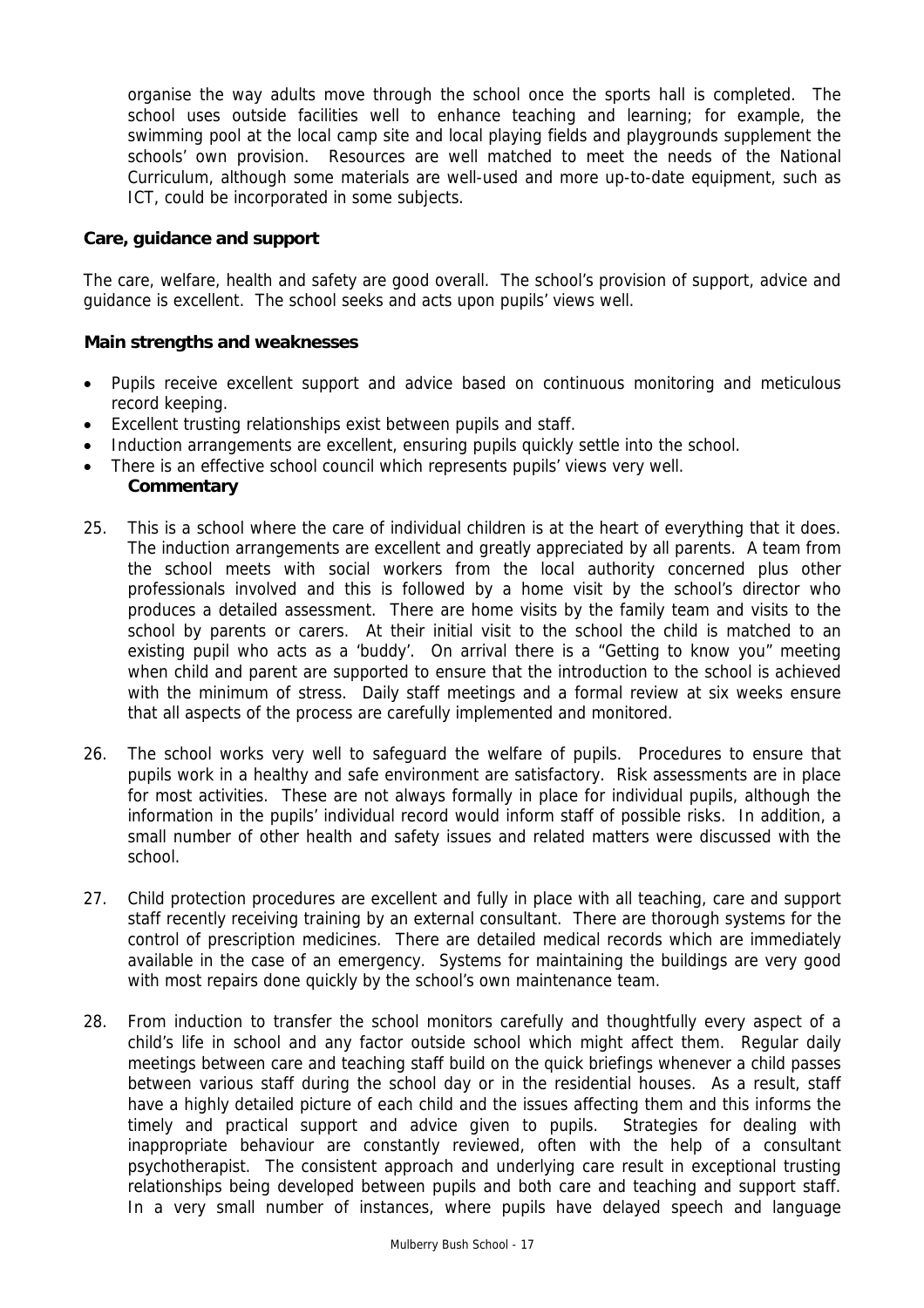organise the way adults move through the school once the sports hall is completed. The school uses outside facilities well to enhance teaching and learning; for example, the swimming pool at the local camp site and local playing fields and playgrounds supplement the schools' own provision. Resources are well matched to meet the needs of the National Curriculum, although some materials are well-used and more up-to-date equipment, such as ICT, could be incorporated in some subjects.

**Care, guidance and support**

The care, welfare, health and safety are good overall. The school's provision of support, advice and guidance is excellent. The school seeks and acts upon pupils' views well.

**Main strengths and weaknesses**

- Pupils receive excellent support and advice based on continuous monitoring and meticulous record keeping.
- Excellent trusting relationships exist between pupils and staff.
- Induction arrangements are excellent, ensuring pupils quickly settle into the school.
- There is an effective school council which represents pupils' views very well.

**Commentary**

25. This is a school where the care of individual children is at the heart of everything that it does. The induction arrangements are excellent and greatly appreciated by all parents. A team from the school meets with social workers from the local authority concerned plus other professionals involved and this is followed by a home visit by the school's director who produces a detailed assessment. There are home visits by the family team and visits to the school by parents or carers. At their initial visit to the school the child is matched to an existing pupil who acts as a 'buddy'. On arrival there is a "Getting to know you" meeting when child and parent are supported to ensure that the introduction to the school is achieved with the minimum of stress. Daily staff meetings and a formal review at six weeks ensure that all aspects of the process are carefully implemented and monitored.

26. The school works very well to safeguard the welfare of pupils. Procedures to ensure that pupils work in a healthy and safe environment are satisfactory. Risk assessments are in place for most activities. These are not always formally in place for individual pupils, although the information in the pupils' individual record would inform staff of possible risks. In addition, a small number of other health and safety issues and related matters were discussed with the school.

27. Child protection procedures are excellent and fully in place with all teaching, care and support staff recently receiving training by an external consultant. There are thorough systems for the control of prescription medicines. There are detailed medical records which are immediately available in the case of an emergency. Systems for maintaining the buildings are very good with most repairs done quickly by the school's own maintenance team.

28. From induction to transfer the school monitors carefully and thoughtfully every aspect of a child's life in school and any factor outside school which might affect them. Regular daily meetings between care and teaching staff build on the quick briefings whenever a child passes between various staff during the school day or in the residential houses. As a result, staff have a highly detailed picture of each child and the issues affecting them and this informs the timely and practical support and advice given to pupils. Strategies for dealing with inappropriate behaviour are constantly reviewed, often with the help of a consultant psychotherapist. The consistent approach and underlying care result in exceptional trusting relationships being developed between pupils and both care and teaching and support staff. In a very small number of instances, where pupils have delayed speech and language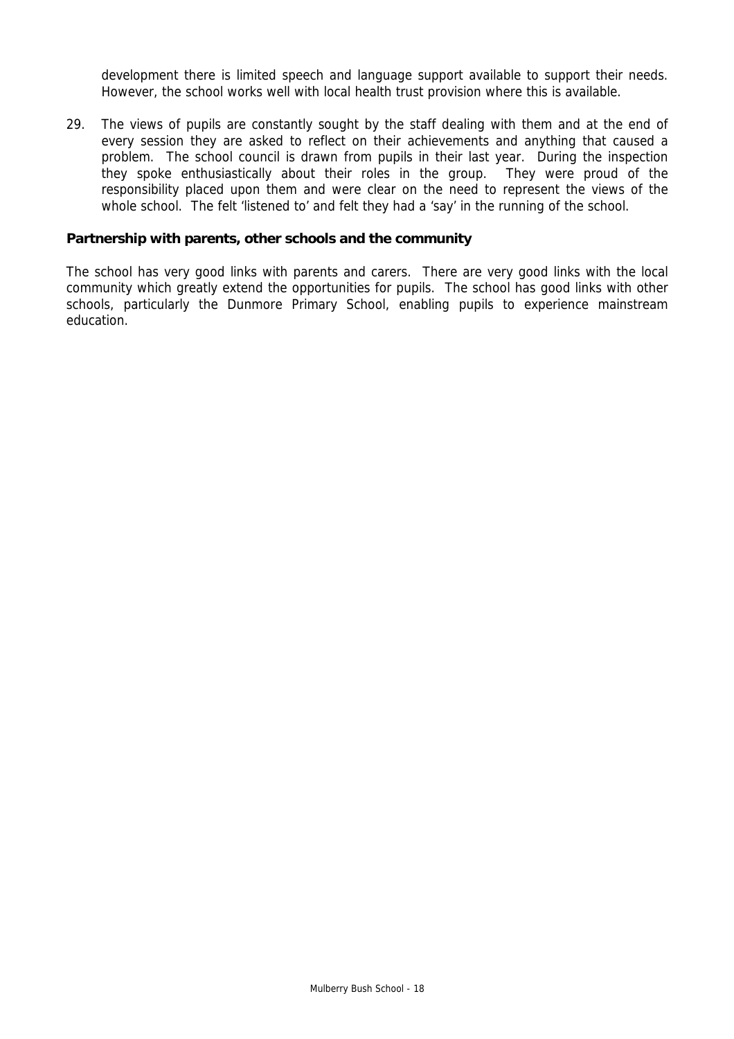development there is limited speech and language support available to support their needs. However, the school works well with local health trust provision where this is available.

29. The views of pupils are constantly sought by the staff dealing with them and at the end of every session they are asked to reflect on their achievements and anything that caused a problem. The school council is drawn from pupils in their last year. During the inspection they spoke enthusiastically about their roles in the group. They were proud of the responsibility placed upon them and were clear on the need to represent the views of the whole school. The felt 'listened to' and felt they had a 'say' in the running of the school.

### Partnership with parents, other schools and the community

The school has very good links with parents and carers. There are very good links with the local community which greatly extend the opportunities for pupils. The school has good links with other schools, particularly the Dunmore Primary School, enabling pupils to experience mainstream education.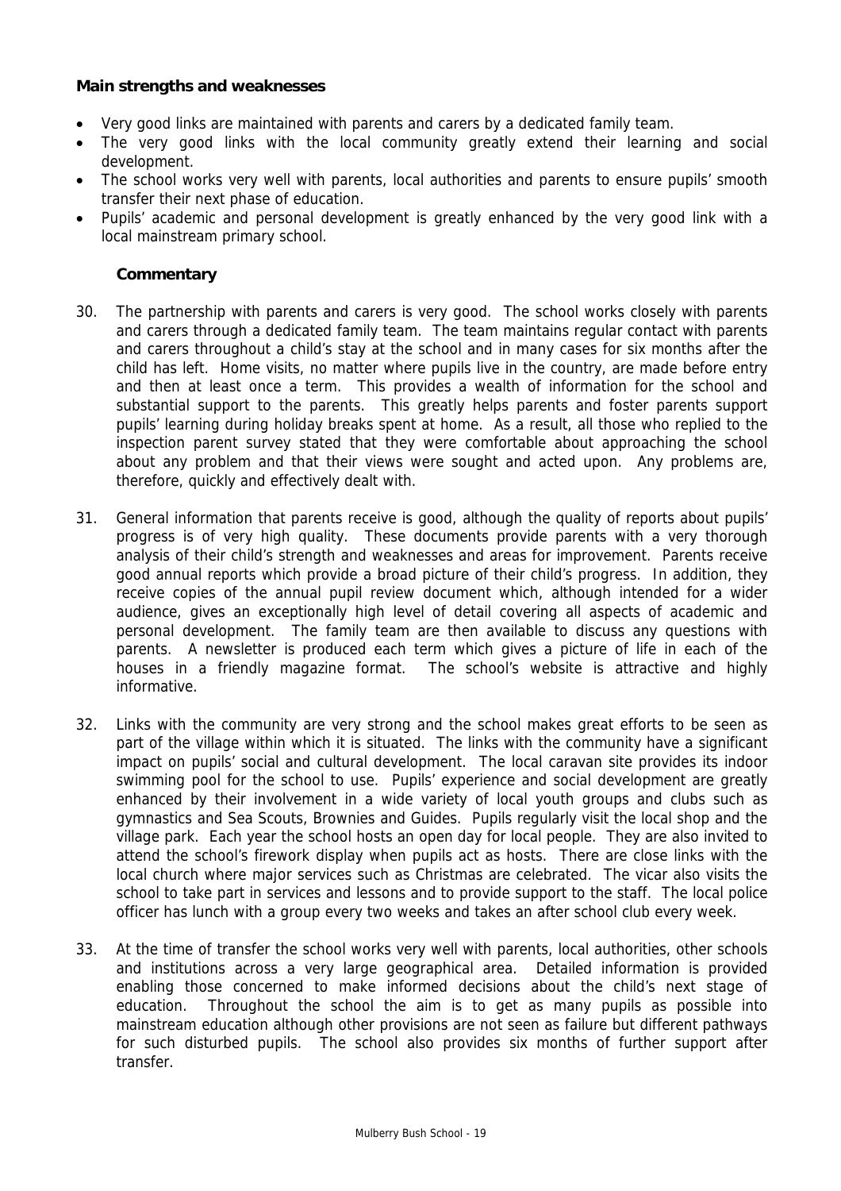**Main strengths and weaknesses**

- Very good links are maintained with parents and carers by a dedicated family team.
- The very good links with the local community greatly extend their learning and social development.
- The school works very well with parents, local authorities and parents to ensure pupils' smooth transfer their next phase of education.
- Pupils' academic and personal development is greatly enhanced by the very good link with a local mainstream primary school.

**Commentary**

30. The partnership with parents and carers is very good. The school works closely with parents and carers through a dedicated family team. The team maintains regular contact with parents and carers throughout a child's stay at the school and in many cases for six months after the child has left. Home visits, no matter where pupils live in the country, are made before entry and then at least once a term. This provides a wealth of information for the school and substantial support to the parents. This greatly helps parents and foster parents support pupils' learning during holiday breaks spent at home. As a result, all those who replied to the inspection parent survey stated that they were comfortable about approaching the school about any problem and that their views were sought and acted upon. Any problems are, therefore, quickly and effectively dealt with.

31. General information that parents receive is good, although the quality of reports about pupils' progress is of very high quality. These documents provide parents with a very thorough analysis of their child's strength and weaknesses and areas for improvement. Parents receive good annual reports which provide a broad picture of their child's progress. In addition, they receive copies of the annual pupil review document which, although intended for a wider audience, gives an exceptionally high level of detail covering all aspects of academic and personal development. The family team are then available to discuss any questions with parents. A newsletter is produced each term which gives a picture of life in each of the houses in a friendly magazine format. The school's website is attractive and highly informative.

32. Links with the community are very strong and the school makes great efforts to be seen as part of the village within which it is situated. The links with the community have a significant impact on pupils' social and cultural development. The local caravan site provides its indoor swimming pool for the school to use. Pupils' experience and social development are greatly enhanced by their involvement in a wide variety of local youth groups and clubs such as gymnastics and Sea Scouts, Brownies and Guides. Pupils regularly visit the local shop and the village park. Each year the school hosts an open day for local people. They are also invited to attend the school's firework display when pupils act as hosts. There are close links with the local church where major services such as Christmas are celebrated. The vicar also visits the school to take part in services and lessons and to provide support to the staff. The local police officer has lunch with a group every two weeks and takes an after school club every week.

33. At the time of transfer the school works very well with parents, local authorities, other schools and institutions across a very large geographical area. Detailed information is provided enabling those concerned to make informed decisions about the child's next stage of education. Throughout the school the aim is to get as many pupils as possible into mainstream education although other provisions are not seen as failure but different pathways for such disturbed pupils. The school also provides six months of further support after transfer.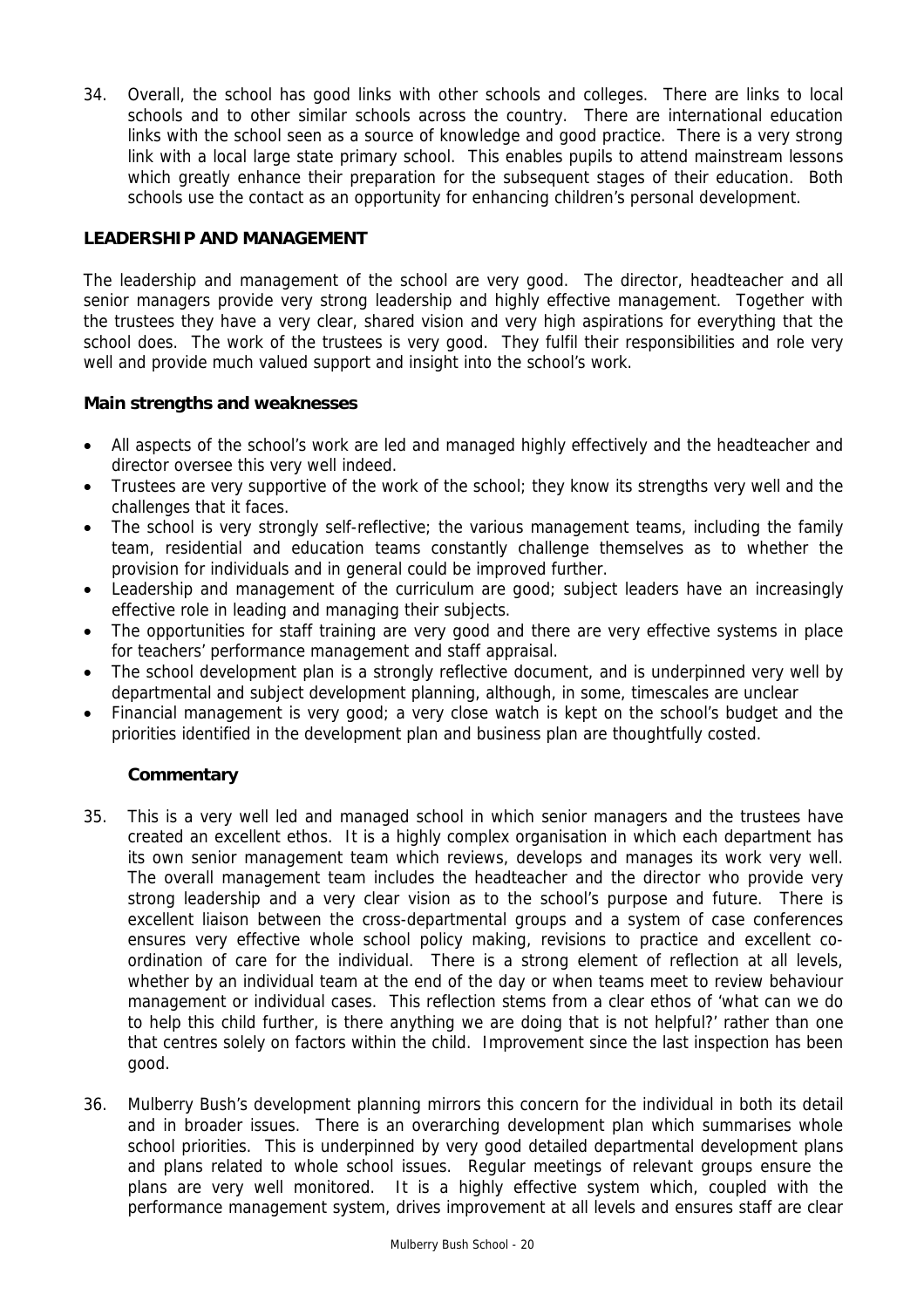34. Overall, the school has good links with other schools and colleges. There are links to local schools and to other similar schools across the country. There are international education links with the school seen as a source of knowledge and good practice. There is a very strong link with a local large state primary school. This enables pupils to attend mainstream lessons which greatly enhance their preparation for the subsequent stages of their education. Both schools use the contact as an opportunity for enhancing children's personal development.

## LEADERSHIP AND MANAGEMENT

The leadership and management of the school are very good. The director, headteacher and all senior managers provide very strong leadership and highly effective management. Together with the trustees they have a very clear, shared vision and very high aspirations for everything that the school does. The work of the trustees is very good. They fulfil their responsibilities and role very well and provide much valued support and insight into the school's work.

### Main strengths and weaknesses

- All aspects of the school's work are led and managed highly effectively and the headteacher and director oversee this very well indeed.
- Trustees are very supportive of the work of the school; they know its strengths very well and the challenges that it faces.
- The school is very strongly self-reflective; the various management teams, including the family team, residential and education teams constantly challenge themselves as to whether the provision for individuals and in general could be improved further.
- Leadership and management of the curriculum are good; subject leaders have an increasingly effective role in leading and managing their subjects.
- The opportunities for staff training are very good and there are very effective systems in place for teachers' performance management and staff appraisal.
- The school development plan is a strongly reflective document, and is underpinned very well by departmental and subject development planning, although, in some, timescales are unclear
- Financial management is very good; a very close watch is kept on the school's budget and the priorities identified in the development plan and business plan are thoughtfully costed.

### Commentary

35. This is a very well led and managed school in which senior managers and the trustees have created an excellent ethos. It is a highly complex organisation in which each department has its own senior management team which reviews, develops and manages its work very well. The overall management team includes the headteacher and the director who provide very strong leadership and a very clear vision as to the school's purpose and future. There is excellent liaison between the cross-departmental groups and a system of case conferences ensures very effective whole school policy making, revisions to practice and excellent co-ordination of care for the individual. There is a strong element of reflection at all levels, whether by an individual team at the end of the day or when teams meet to review behaviour management or individual cases. This reflection stems from a clear ethos of 'what can we do to help this child further, is there anything we are doing that is not helpful?' rather than one that centres solely on factors within the child. Improvement since the last inspection has been good.

36. Mulberry Bush's development planning mirrors this concern for the individual in both its detail and in broader issues. There is an overarching development plan which summarises whole school priorities. This is underpinned by very good detailed departmental development plans and plans related to whole school issues. Regular meetings of relevant groups ensure the plans are very well monitored. It is a highly effective system which, coupled with the performance management system, drives improvement at all levels and ensures staff are clear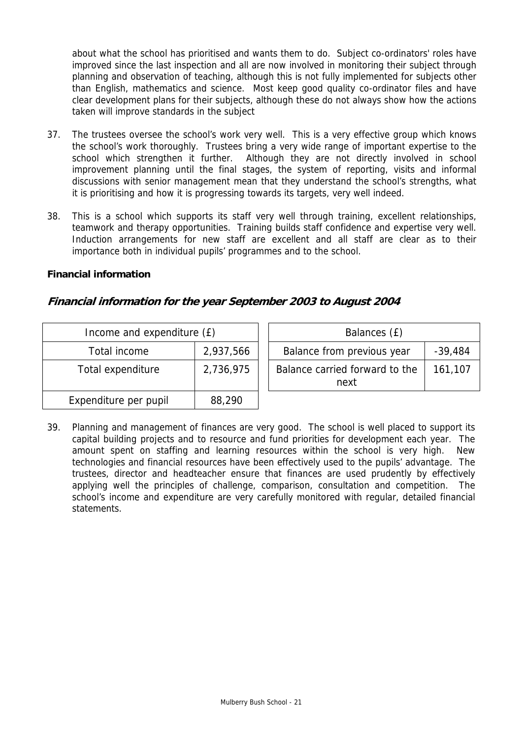about what the school has prioritised and wants them to do. Subject co-ordinators' roles have improved since the last inspection and all are now involved in monitoring their subject through planning and observation of teaching, although this is not fully implemented for subjects other than English, mathematics and science. Most keep good quality co-ordinator files and have clear development plans for their subjects, although these do not always show how the actions taken will improve standards in the subject

37. The trustees oversee the school's work very well. This is a very effective group which knows the school's work thoroughly. Trustees bring a very wide range of important expertise to the school which strengthen it further. Although they are not directly involved in school improvement planning until the final stages, the system of reporting, visits and informal discussions with senior management mean that they understand the school's strengths, what it is prioritising and how it is progressing towards its targets, very well indeed.

38. This is a school which supports its staff very well through training, excellent relationships, teamwork and therapy opportunities. Training builds staff confidence and expertise very well. Induction arrangements for new staff are excellent and all staff are clear as to their importance both in individual pupils' programmes and to the school.

**Financial information**

## *Financial information for the year September 2003 to August 2004*

| Income and expenditure (£) | |
|---|---|
| Total income | 2,937,566 |
| Total expenditure | 2,736,975 |
| Expenditure per pupil | 88,290 |

| Balances (£) | |
|---|---|
| Balance from previous year | -39,484 |
| Balance carried forward to the next | 161,107 |

39. Planning and management of finances are very good. The school is well placed to support its capital building projects and to resource and fund priorities for development each year. The amount spent on staffing and learning resources within the school is very high. New technologies and financial resources have been effectively used to the pupils' advantage. The trustees, director and headteacher ensure that finances are used prudently by effectively applying well the principles of challenge, comparison, consultation and competition. The school's income and expenditure are very carefully monitored with regular, detailed financial statements.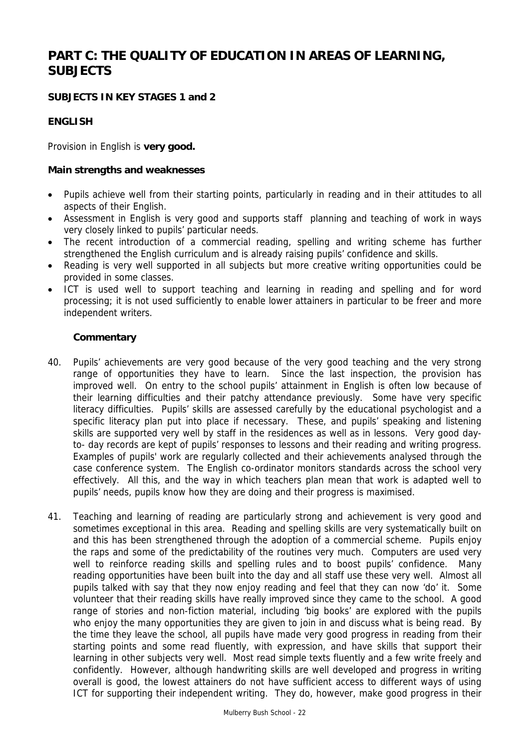# PART C: THE QUALITY OF EDUCATION IN AREAS OF LEARNING, SUBJECTS

### SUBJECTS IN KEY STAGES 1 and 2

### ENGLISH

Provision in English is **very good.**

**Main strengths and weaknesses**

- Pupils achieve well from their starting points, particularly in reading and in their attitudes to all aspects of their English.
- Assessment in English is very good and supports staff planning and teaching of work in ways very closely linked to pupils' particular needs.
- The recent introduction of a commercial reading, spelling and writing scheme has further strengthened the English curriculum and is already raising pupils' confidence and skills.
- Reading is very well supported in all subjects but more creative writing opportunities could be provided in some classes.
- ICT is used well to support teaching and learning in reading and spelling and for word processing; it is not used sufficiently to enable lower attainers in particular to be freer and more independent writers.

**Commentary**

40. Pupils' achievements are very good because of the very good teaching and the very strong range of opportunities they have to learn. Since the last inspection, the provision has improved well. On entry to the school pupils' attainment in English is often low because of their learning difficulties and their patchy attendance previously. Some have very specific literacy difficulties. Pupils' skills are assessed carefully by the educational psychologist and a specific literacy plan put into place if necessary. These, and pupils' speaking and listening skills are supported very well by staff in the residences as well as in lessons. Very good day-to- day records are kept of pupils' responses to lessons and their reading and writing progress. Examples of pupils' work are regularly collected and their achievements analysed through the case conference system. The English co-ordinator monitors standards across the school very effectively. All this, and the way in which teachers plan mean that work is adapted well to pupils' needs, pupils know how they are doing and their progress is maximised.

41. Teaching and learning of reading are particularly strong and achievement is very good and sometimes exceptional in this area. Reading and spelling skills are very systematically built on and this has been strengthened through the adoption of a commercial scheme. Pupils enjoy the raps and some of the predictability of the routines very much. Computers are used very well to reinforce reading skills and spelling rules and to boost pupils' confidence. Many reading opportunities have been built into the day and all staff use these very well. Almost all pupils talked with say that they now enjoy reading and feel that they can now 'do' it. Some volunteer that their reading skills have really improved since they came to the school. A good range of stories and non-fiction material, including 'big books' are explored with the pupils who enjoy the many opportunities they are given to join in and discuss what is being read. By the time they leave the school, all pupils have made very good progress in reading from their starting points and some read fluently, with expression, and have skills that support their learning in other subjects very well. Most read simple texts fluently and a few write freely and confidently. However, although handwriting skills are well developed and progress in writing overall is good, the lowest attainers do not have sufficient access to different ways of using ICT for supporting their independent writing. They do, however, make good progress in their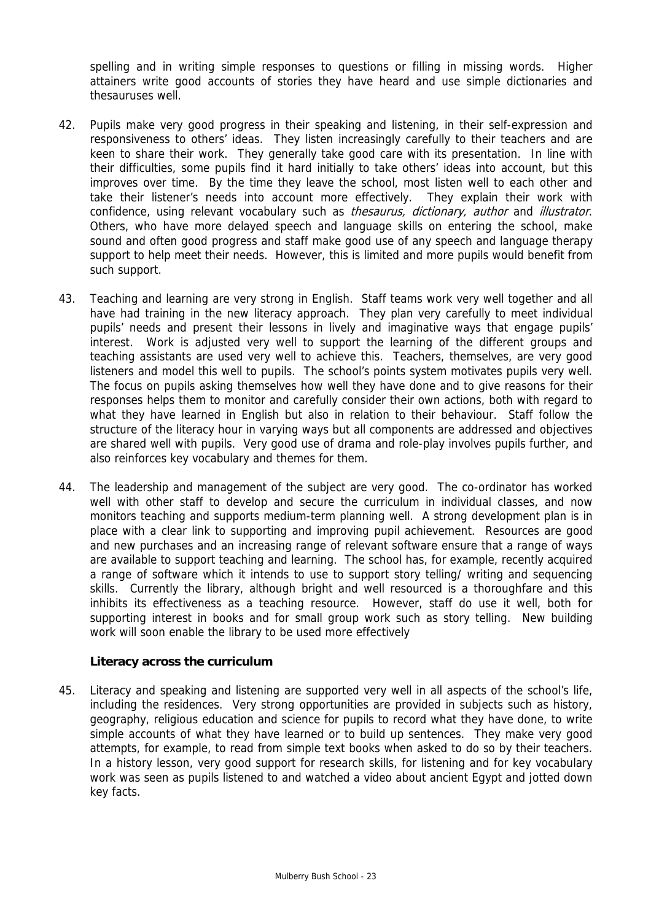spelling and in writing simple responses to questions or filling in missing words. Higher attainers write good accounts of stories they have heard and use simple dictionaries and thesauruses well.

42. Pupils make very good progress in their speaking and listening, in their self-expression and responsiveness to others' ideas. They listen increasingly carefully to their teachers and are keen to share their work. They generally take good care with its presentation. In line with their difficulties, some pupils find it hard initially to take others' ideas into account, but this improves over time. By the time they leave the school, most listen well to each other and take their listener's needs into account more effectively. They explain their work with confidence, using relevant vocabulary such as *thesaurus, dictionary, author* and *illustrator*. Others, who have more delayed speech and language skills on entering the school, make sound and often good progress and staff make good use of any speech and language therapy support to help meet their needs. However, this is limited and more pupils would benefit from such support.

43. Teaching and learning are very strong in English. Staff teams work very well together and all have had training in the new literacy approach. They plan very carefully to meet individual pupils' needs and present their lessons in lively and imaginative ways that engage pupils' interest. Work is adjusted very well to support the learning of the different groups and teaching assistants are used very well to achieve this. Teachers, themselves, are very good listeners and model this well to pupils. The school's points system motivates pupils very well. The focus on pupils asking themselves how well they have done and to give reasons for their responses helps them to monitor and carefully consider their own actions, both with regard to what they have learned in English but also in relation to their behaviour. Staff follow the structure of the literacy hour in varying ways but all components are addressed and objectives are shared well with pupils. Very good use of drama and role-play involves pupils further, and also reinforces key vocabulary and themes for them.

44. The leadership and management of the subject are very good. The co-ordinator has worked well with other staff to develop and secure the curriculum in individual classes, and now monitors teaching and supports medium-term planning well. A strong development plan is in place with a clear link to supporting and improving pupil achievement. Resources are good and new purchases and an increasing range of relevant software ensure that a range of ways are available to support teaching and learning. The school has, for example, recently acquired a range of software which it intends to use to support story telling/ writing and sequencing skills. Currently the library, although bright and well resourced is a thoroughfare and this inhibits its effectiveness as a teaching resource. However, staff do use it well, both for supporting interest in books and for small group work such as story telling. New building work will soon enable the library to be used more effectively

**Literacy across the curriculum**

45. Literacy and speaking and listening are supported very well in all aspects of the school's life, including the residences. Very strong opportunities are provided in subjects such as history, geography, religious education and science for pupils to record what they have done, to write simple accounts of what they have learned or to build up sentences. They make very good attempts, for example, to read from simple text books when asked to do so by their teachers. In a history lesson, very good support for research skills, for listening and for key vocabulary work was seen as pupils listened to and watched a video about ancient Egypt and jotted down key facts.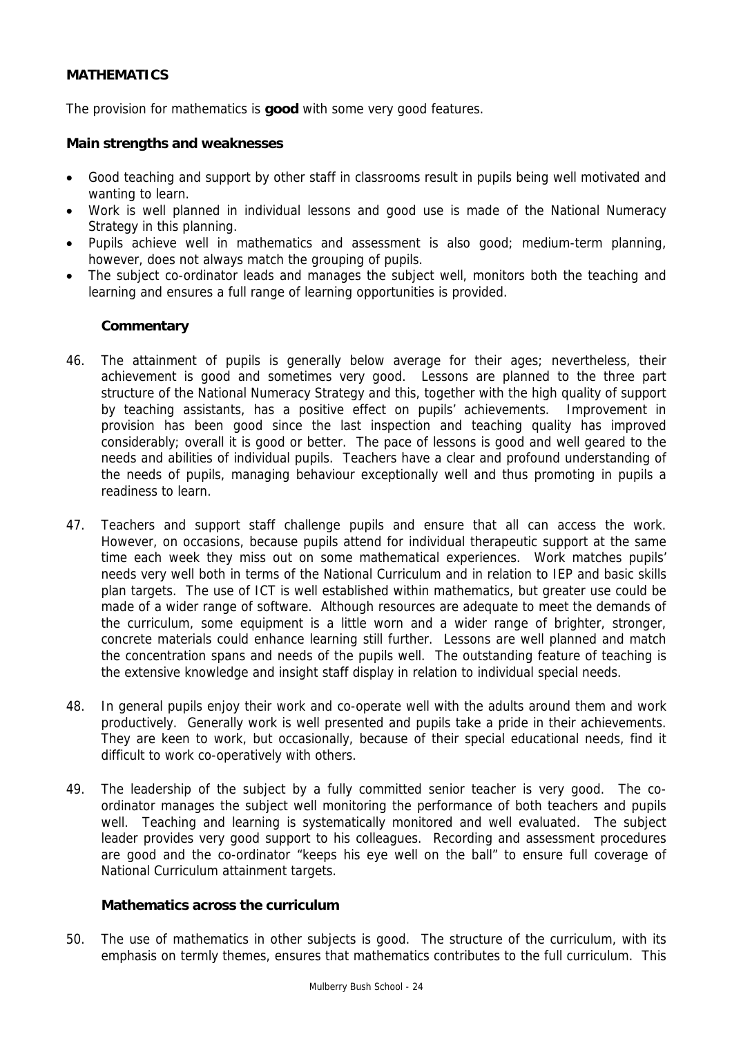## MATHEMATICS

The provision for mathematics is **good** with some very good features.

### Main strengths and weaknesses

- Good teaching and support by other staff in classrooms result in pupils being well motivated and wanting to learn.
- Work is well planned in individual lessons and good use is made of the National Numeracy Strategy in this planning.
- Pupils achieve well in mathematics and assessment is also good; medium-term planning, however, does not always match the grouping of pupils.
- The subject co-ordinator leads and manages the subject well, monitors both the teaching and learning and ensures a full range of learning opportunities is provided.

### Commentary

46. The attainment of pupils is generally below average for their ages; nevertheless, their achievement is good and sometimes very good. Lessons are planned to the three part structure of the National Numeracy Strategy and this, together with the high quality of support by teaching assistants, has a positive effect on pupils' achievements. Improvement in provision has been good since the last inspection and teaching quality has improved considerably; overall it is good or better. The pace of lessons is good and well geared to the needs and abilities of individual pupils. Teachers have a clear and profound understanding of the needs of pupils, managing behaviour exceptionally well and thus promoting in pupils a readiness to learn.

47. Teachers and support staff challenge pupils and ensure that all can access the work. However, on occasions, because pupils attend for individual therapeutic support at the same time each week they miss out on some mathematical experiences. Work matches pupils' needs very well both in terms of the National Curriculum and in relation to IEP and basic skills plan targets. The use of ICT is well established within mathematics, but greater use could be made of a wider range of software. Although resources are adequate to meet the demands of the curriculum, some equipment is a little worn and a wider range of brighter, stronger, concrete materials could enhance learning still further. Lessons are well planned and match the concentration spans and needs of the pupils well. The outstanding feature of teaching is the extensive knowledge and insight staff display in relation to individual special needs.

48. In general pupils enjoy their work and co-operate well with the adults around them and work productively. Generally work is well presented and pupils take a pride in their achievements. They are keen to work, but occasionally, because of their special educational needs, find it difficult to work co-operatively with others.

49. The leadership of the subject by a fully committed senior teacher is very good. The co-ordinator manages the subject well monitoring the performance of both teachers and pupils well. Teaching and learning is systematically monitored and well evaluated. The subject leader provides very good support to his colleagues. Recording and assessment procedures are good and the co-ordinator "keeps his eye well on the ball" to ensure full coverage of National Curriculum attainment targets.

### Mathematics across the curriculum

50. The use of mathematics in other subjects is good. The structure of the curriculum, with its emphasis on termly themes, ensures that mathematics contributes to the full curriculum. This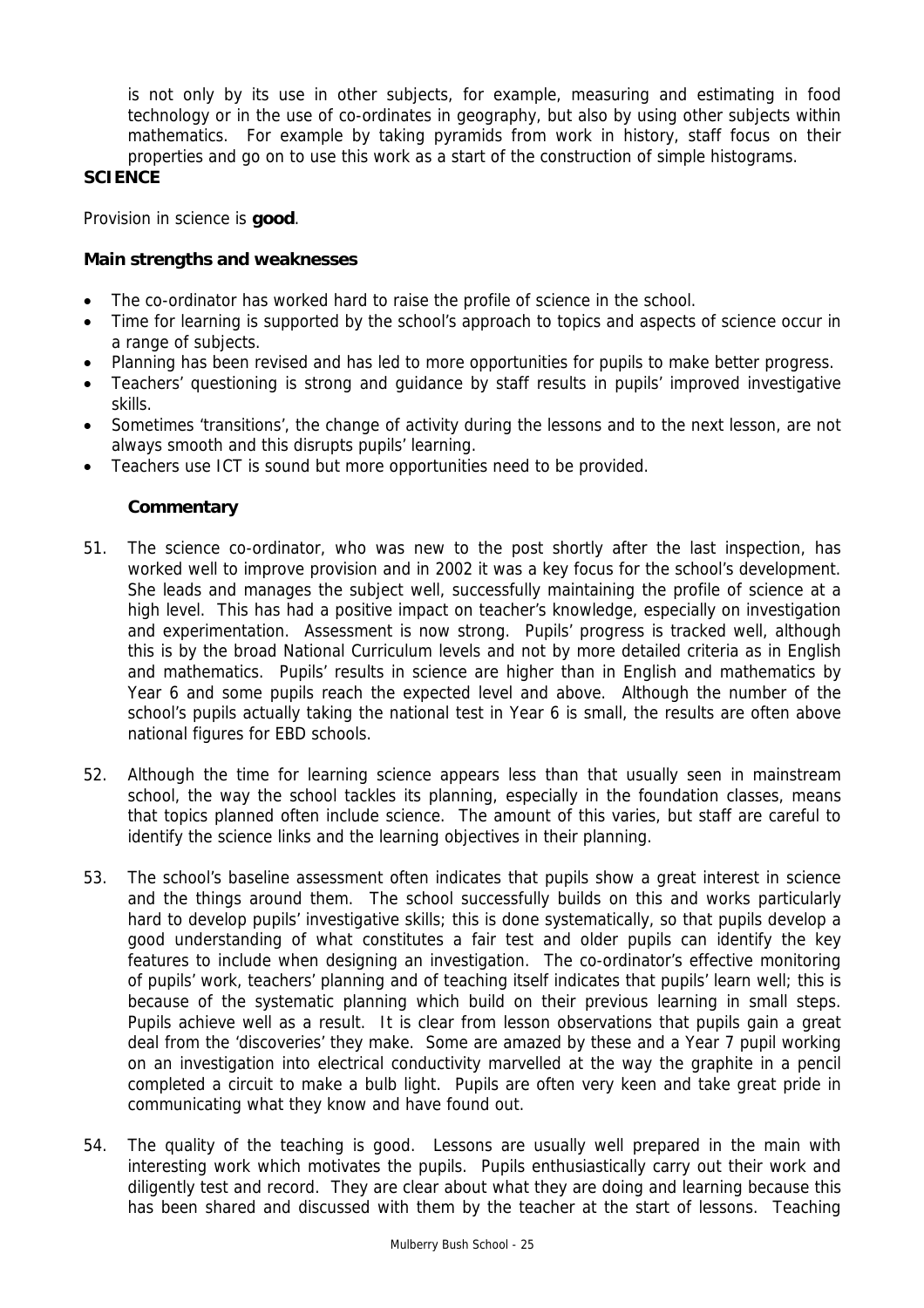is not only by its use in other subjects, for example, measuring and estimating in food technology or in the use of co-ordinates in geography, but also by using other subjects within mathematics. For example by taking pyramids from work in history, staff focus on their properties and go on to use this work as a start of the construction of simple histograms.

**SCIENCE**

Provision in science is **good**.

**Main strengths and weaknesses**

- The co-ordinator has worked hard to raise the profile of science in the school.
- Time for learning is supported by the school's approach to topics and aspects of science occur in a range of subjects.
- Planning has been revised and has led to more opportunities for pupils to make better progress.
- Teachers' questioning is strong and guidance by staff results in pupils' improved investigative skills.
- Sometimes 'transitions', the change of activity during the lessons and to the next lesson, are not always smooth and this disrupts pupils' learning.
- Teachers use ICT is sound but more opportunities need to be provided.

**Commentary**

51. The science co-ordinator, who was new to the post shortly after the last inspection, has worked well to improve provision and in 2002 it was a key focus for the school's development. She leads and manages the subject well, successfully maintaining the profile of science at a high level. This has had a positive impact on teacher's knowledge, especially on investigation and experimentation. Assessment is now strong. Pupils' progress is tracked well, although this is by the broad National Curriculum levels and not by more detailed criteria as in English and mathematics. Pupils' results in science are higher than in English and mathematics by Year 6 and some pupils reach the expected level and above. Although the number of the school's pupils actually taking the national test in Year 6 is small, the results are often above national figures for EBD schools.

52. Although the time for learning science appears less than that usually seen in mainstream school, the way the school tackles its planning, especially in the foundation classes, means that topics planned often include science. The amount of this varies, but staff are careful to identify the science links and the learning objectives in their planning.

53. The school's baseline assessment often indicates that pupils show a great interest in science and the things around them. The school successfully builds on this and works particularly hard to develop pupils' investigative skills; this is done systematically, so that pupils develop a good understanding of what constitutes a fair test and older pupils can identify the key features to include when designing an investigation. The co-ordinator's effective monitoring of pupils' work, teachers' planning and of teaching itself indicates that pupils' learn well; this is because of the systematic planning which build on their previous learning in small steps. Pupils achieve well as a result. It is clear from lesson observations that pupils gain a great deal from the 'discoveries' they make. Some are amazed by these and a Year 7 pupil working on an investigation into electrical conductivity marvelled at the way the graphite in a pencil completed a circuit to make a bulb light. Pupils are often very keen and take great pride in communicating what they know and have found out.

54. The quality of the teaching is good. Lessons are usually well prepared in the main with interesting work which motivates the pupils. Pupils enthusiastically carry out their work and diligently test and record. They are clear about what they are doing and learning because this has been shared and discussed with them by the teacher at the start of lessons. Teaching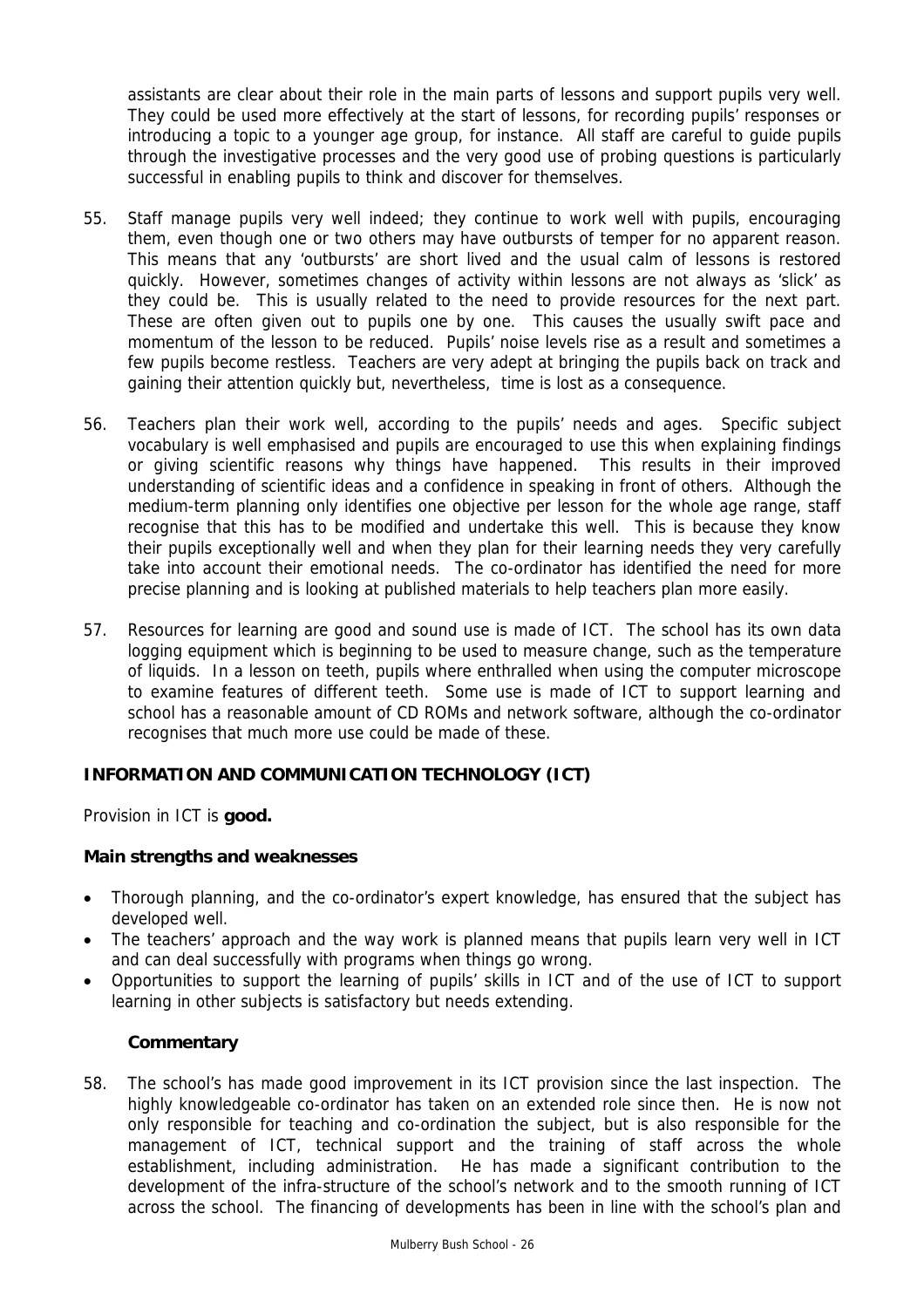assistants are clear about their role in the main parts of lessons and support pupils very well. They could be used more effectively at the start of lessons, for recording pupils' responses or introducing a topic to a younger age group, for instance. All staff are careful to guide pupils through the investigative processes and the very good use of probing questions is particularly successful in enabling pupils to think and discover for themselves.

55. Staff manage pupils very well indeed; they continue to work well with pupils, encouraging them, even though one or two others may have outbursts of temper for no apparent reason. This means that any 'outbursts' are short lived and the usual calm of lessons is restored quickly. However, sometimes changes of activity within lessons are not always as 'slick' as they could be. This is usually related to the need to provide resources for the next part. These are often given out to pupils one by one. This causes the usually swift pace and momentum of the lesson to be reduced. Pupils' noise levels rise as a result and sometimes a few pupils become restless. Teachers are very adept at bringing the pupils back on track and gaining their attention quickly but, nevertheless, time is lost as a consequence.

56. Teachers plan their work well, according to the pupils' needs and ages. Specific subject vocabulary is well emphasised and pupils are encouraged to use this when explaining findings or giving scientific reasons why things have happened. This results in their improved understanding of scientific ideas and a confidence in speaking in front of others. Although the medium-term planning only identifies one objective per lesson for the whole age range, staff recognise that this has to be modified and undertake this well. This is because they know their pupils exceptionally well and when they plan for their learning needs they very carefully take into account their emotional needs. The co-ordinator has identified the need for more precise planning and is looking at published materials to help teachers plan more easily.

57. Resources for learning are good and sound use is made of ICT. The school has its own data logging equipment which is beginning to be used to measure change, such as the temperature of liquids. In a lesson on teeth, pupils where enthralled when using the computer microscope to examine features of different teeth. Some use is made of ICT to support learning and school has a reasonable amount of CD ROMs and network software, although the co-ordinator recognises that much more use could be made of these.

## INFORMATION AND COMMUNICATION TECHNOLOGY (ICT)

Provision in ICT is **good.**

### Main strengths and weaknesses

- Thorough planning, and the co-ordinator's expert knowledge, has ensured that the subject has developed well.
- The teachers' approach and the way work is planned means that pupils learn very well in ICT and can deal successfully with programs when things go wrong.
- Opportunities to support the learning of pupils' skills in ICT and of the use of ICT to support learning in other subjects is satisfactory but needs extending.

### Commentary

58. The school's has made good improvement in its ICT provision since the last inspection. The highly knowledgeable co-ordinator has taken on an extended role since then. He is now not only responsible for teaching and co-ordination the subject, but is also responsible for the management of ICT, technical support and the training of staff across the whole establishment, including administration. He has made a significant contribution to the development of the infra-structure of the school's network and to the smooth running of ICT across the school. The financing of developments has been in line with the school's plan and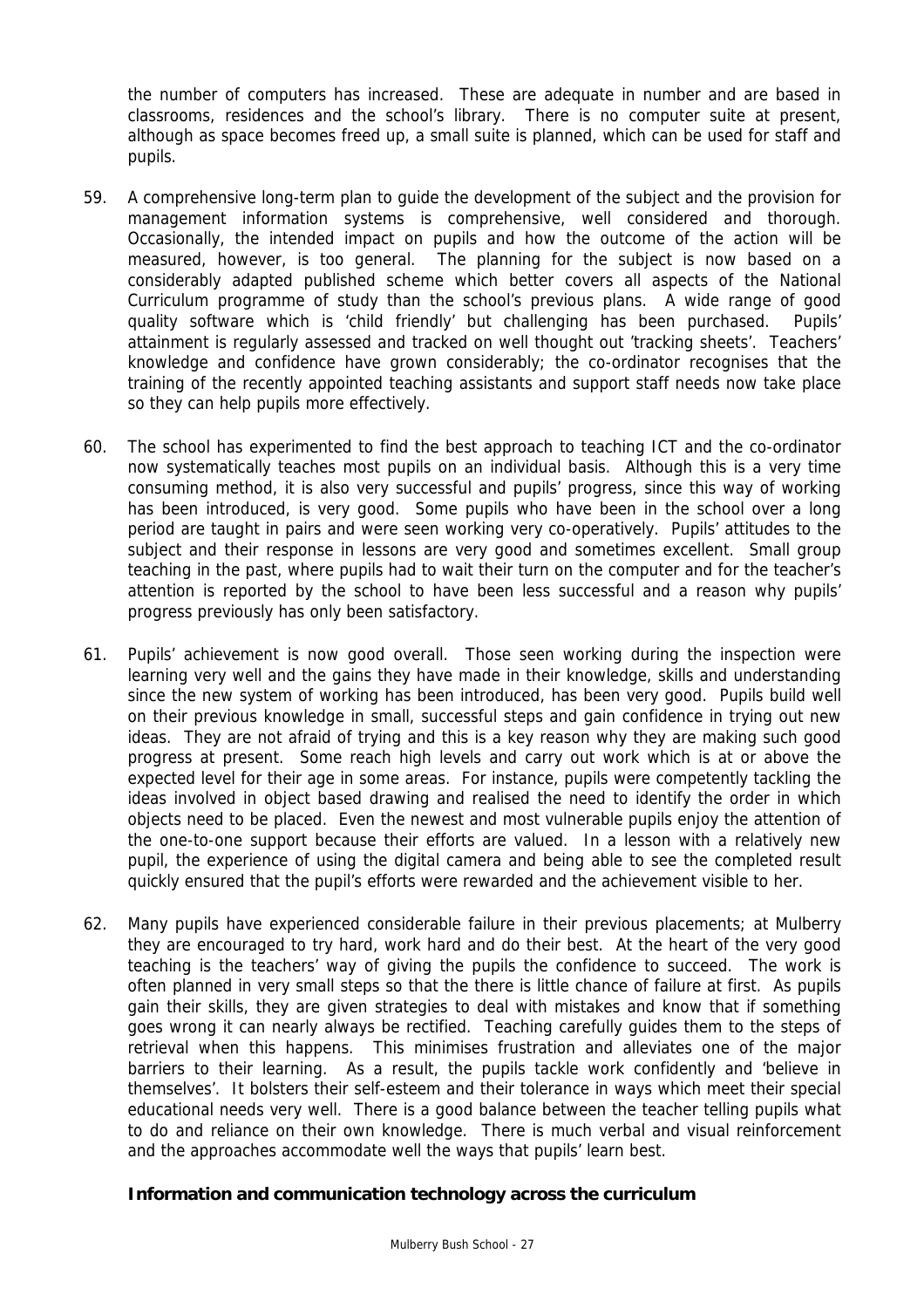the number of computers has increased. These are adequate in number and are based in classrooms, residences and the school's library. There is no computer suite at present, although as space becomes freed up, a small suite is planned, which can be used for staff and pupils.

59. A comprehensive long-term plan to guide the development of the subject and the provision for management information systems is comprehensive, well considered and thorough. Occasionally, the intended impact on pupils and how the outcome of the action will be measured, however, is too general. The planning for the subject is now based on a considerably adapted published scheme which better covers all aspects of the National Curriculum programme of study than the school's previous plans. A wide range of good quality software which is 'child friendly' but challenging has been purchased. Pupils' attainment is regularly assessed and tracked on well thought out 'tracking sheets'. Teachers' knowledge and confidence have grown considerably; the co-ordinator recognises that the training of the recently appointed teaching assistants and support staff needs now take place so they can help pupils more effectively.

60. The school has experimented to find the best approach to teaching ICT and the co-ordinator now systematically teaches most pupils on an individual basis. Although this is a very time consuming method, it is also very successful and pupils' progress, since this way of working has been introduced, is very good. Some pupils who have been in the school over a long period are taught in pairs and were seen working very co-operatively. Pupils' attitudes to the subject and their response in lessons are very good and sometimes excellent. Small group teaching in the past, where pupils had to wait their turn on the computer and for the teacher's attention is reported by the school to have been less successful and a reason why pupils' progress previously has only been satisfactory.

61. Pupils' achievement is now good overall. Those seen working during the inspection were learning very well and the gains they have made in their knowledge, skills and understanding since the new system of working has been introduced, has been very good. Pupils build well on their previous knowledge in small, successful steps and gain confidence in trying out new ideas. They are not afraid of trying and this is a key reason why they are making such good progress at present. Some reach high levels and carry out work which is at or above the expected level for their age in some areas. For instance, pupils were competently tackling the ideas involved in object based drawing and realised the need to identify the order in which objects need to be placed. Even the newest and most vulnerable pupils enjoy the attention of the one-to-one support because their efforts are valued. In a lesson with a relatively new pupil, the experience of using the digital camera and being able to see the completed result quickly ensured that the pupil's efforts were rewarded and the achievement visible to her.

62. Many pupils have experienced considerable failure in their previous placements; at Mulberry they are encouraged to try hard, work hard and do their best. At the heart of the very good teaching is the teachers' way of giving the pupils the confidence to succeed. The work is often planned in very small steps so that the there is little chance of failure at first. As pupils gain their skills, they are given strategies to deal with mistakes and know that if something goes wrong it can nearly always be rectified. Teaching carefully guides them to the steps of retrieval when this happens. This minimises frustration and alleviates one of the major barriers to their learning. As a result, the pupils tackle work confidently and 'believe in themselves'. It bolsters their self-esteem and their tolerance in ways which meet their special educational needs very well. There is a good balance between the teacher telling pupils what to do and reliance on their own knowledge. There is much verbal and visual reinforcement and the approaches accommodate well the ways that pupils' learn best.

**Information and communication technology across the curriculum**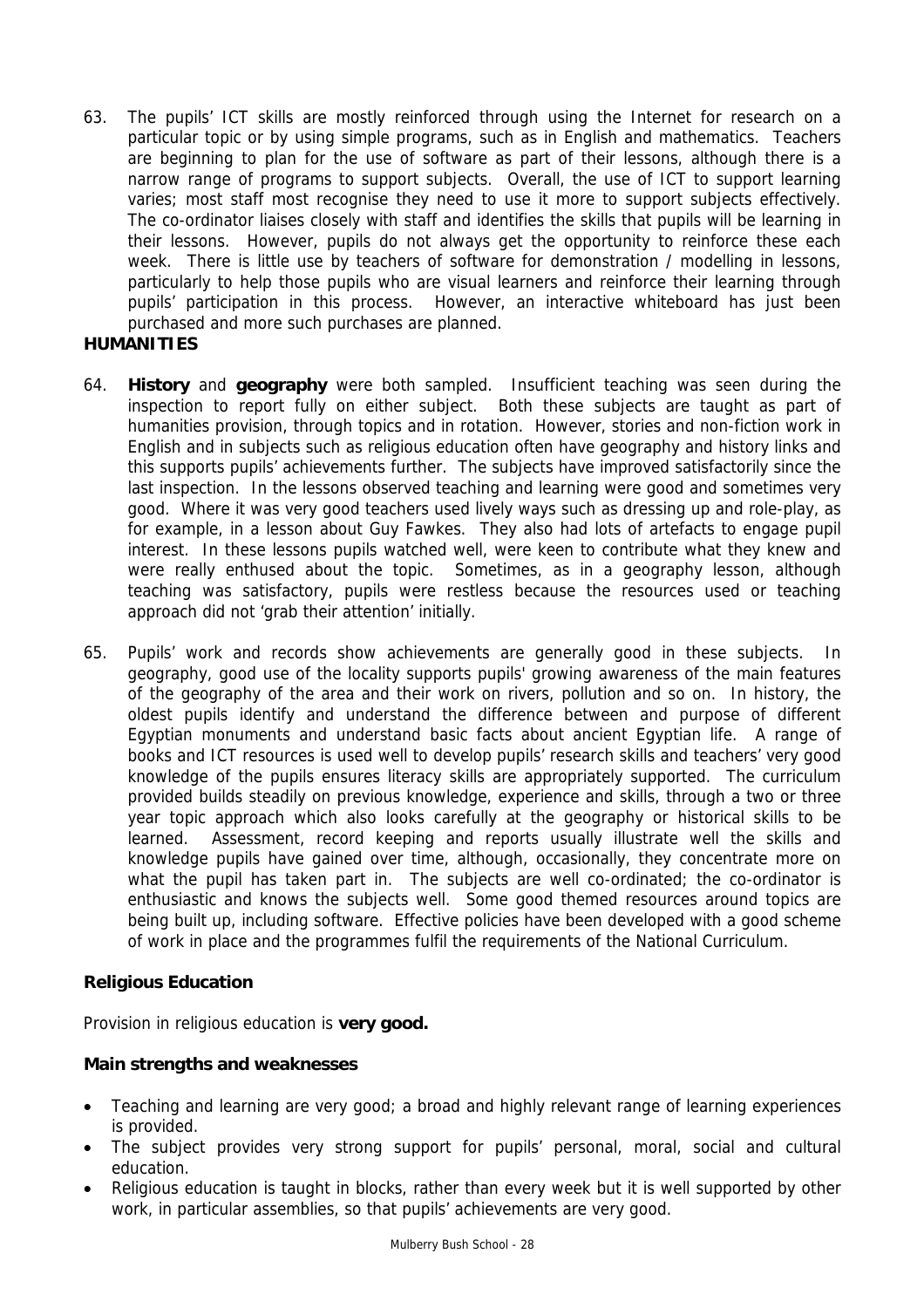63. The pupils' ICT skills are mostly reinforced through using the Internet for research on a particular topic or by using simple programs, such as in English and mathematics. Teachers are beginning to plan for the use of software as part of their lessons, although there is a narrow range of programs to support subjects. Overall, the use of ICT to support learning varies; most staff most recognise they need to use it more to support subjects effectively. The co-ordinator liaises closely with staff and identifies the skills that pupils will be learning in their lessons. However, pupils do not always get the opportunity to reinforce these each week. There is little use by teachers of software for demonstration / modelling in lessons, particularly to help those pupils who are visual learners and reinforce their learning through pupils' participation in this process. However, an interactive whiteboard has just been purchased and more such purchases are planned.

## HUMANITIES

64. **History** and **geography** were both sampled. Insufficient teaching was seen during the inspection to report fully on either subject. Both these subjects are taught as part of humanities provision, through topics and in rotation. However, stories and non-fiction work in English and in subjects such as religious education often have geography and history links and this supports pupils' achievements further. The subjects have improved satisfactorily since the last inspection. In the lessons observed teaching and learning were good and sometimes very good. Where it was very good teachers used lively ways such as dressing up and role-play, as for example, in a lesson about Guy Fawkes. They also had lots of artefacts to engage pupil interest. In these lessons pupils watched well, were keen to contribute what they knew and were really enthused about the topic. Sometimes, as in a geography lesson, although teaching was satisfactory, pupils were restless because the resources used or teaching approach did not 'grab their attention' initially.

65. Pupils' work and records show achievements are generally good in these subjects. In geography, good use of the locality supports pupils' growing awareness of the main features of the geography of the area and their work on rivers, pollution and so on. In history, the oldest pupils identify and understand the difference between and purpose of different Egyptian monuments and understand basic facts about ancient Egyptian life. A range of books and ICT resources is used well to develop pupils' research skills and teachers' very good knowledge of the pupils ensures literacy skills are appropriately supported. The curriculum provided builds steadily on previous knowledge, experience and skills, through a two or three year topic approach which also looks carefully at the geography or historical skills to be learned. Assessment, record keeping and reports usually illustrate well the skills and knowledge pupils have gained over time, although, occasionally, they concentrate more on what the pupil has taken part in. The subjects are well co-ordinated; the co-ordinator is enthusiastic and knows the subjects well. Some good themed resources around topics are being built up, including software. Effective policies have been developed with a good scheme of work in place and the programmes fulfil the requirements of the National Curriculum.

### Religious Education

Provision in religious education is **very good.**

**Main strengths and weaknesses**

- Teaching and learning are very good; a broad and highly relevant range of learning experiences is provided.
- The subject provides very strong support for pupils' personal, moral, social and cultural education.
- Religious education is taught in blocks, rather than every week but it is well supported by other work, in particular assemblies, so that pupils' achievements are very good.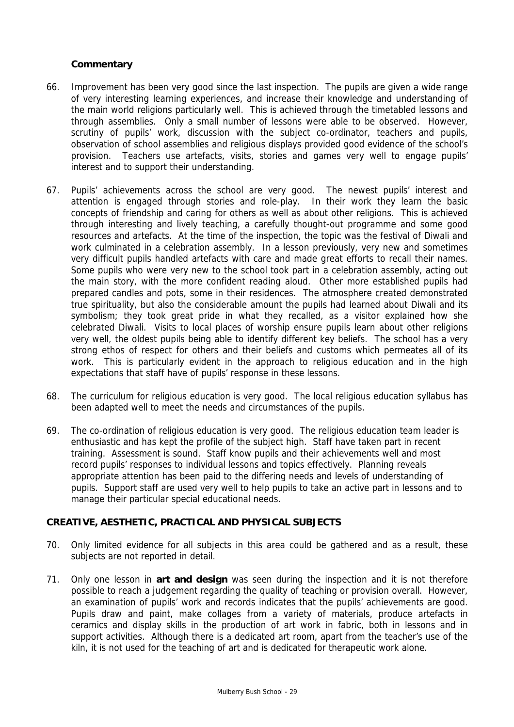**Commentary**

66. Improvement has been very good since the last inspection. The pupils are given a wide range of very interesting learning experiences, and increase their knowledge and understanding of the main world religions particularly well. This is achieved through the timetabled lessons and through assemblies. Only a small number of lessons were able to be observed. However, scrutiny of pupils' work, discussion with the subject co-ordinator, teachers and pupils, observation of school assemblies and religious displays provided good evidence of the school's provision. Teachers use artefacts, visits, stories and games very well to engage pupils' interest and to support their understanding.

67. Pupils' achievements across the school are very good. The newest pupils' interest and attention is engaged through stories and role-play. In their work they learn the basic concepts of friendship and caring for others as well as about other religions. This is achieved through interesting and lively teaching, a carefully thought-out programme and some good resources and artefacts. At the time of the inspection, the topic was the festival of Diwali and work culminated in a celebration assembly. In a lesson previously, very new and sometimes very difficult pupils handled artefacts with care and made great efforts to recall their names. Some pupils who were very new to the school took part in a celebration assembly, acting out the main story, with the more confident reading aloud. Other more established pupils had prepared candles and pots, some in their residences. The atmosphere created demonstrated true spirituality, but also the considerable amount the pupils had learned about Diwali and its symbolism; they took great pride in what they recalled, as a visitor explained how she celebrated Diwali. Visits to local places of worship ensure pupils learn about other religions very well, the oldest pupils being able to identify different key beliefs. The school has a very strong ethos of respect for others and their beliefs and customs which permeates all of its work. This is particularly evident in the approach to religious education and in the high expectations that staff have of pupils' response in these lessons.

68. The curriculum for religious education is very good. The local religious education syllabus has been adapted well to meet the needs and circumstances of the pupils.

69. The co-ordination of religious education is very good. The religious education team leader is enthusiastic and has kept the profile of the subject high. Staff have taken part in recent training. Assessment is sound. Staff know pupils and their achievements well and most record pupils' responses to individual lessons and topics effectively. Planning reveals appropriate attention has been paid to the differing needs and levels of understanding of pupils. Support staff are used very well to help pupils to take an active part in lessons and to manage their particular special educational needs.

## CREATIVE, AESTHETIC, PRACTICAL AND PHYSICAL SUBJECTS

70. Only limited evidence for all subjects in this area could be gathered and as a result, these subjects are not reported in detail.

71. Only one lesson in **art and design** was seen during the inspection and it is not therefore possible to reach a judgement regarding the quality of teaching or provision overall. However, an examination of pupils' work and records indicates that the pupils' achievements are good. Pupils draw and paint, make collages from a variety of materials, produce artefacts in ceramics and display skills in the production of art work in fabric, both in lessons and in support activities. Although there is a dedicated art room, apart from the teacher's use of the kiln, it is not used for the teaching of art and is dedicated for therapeutic work alone.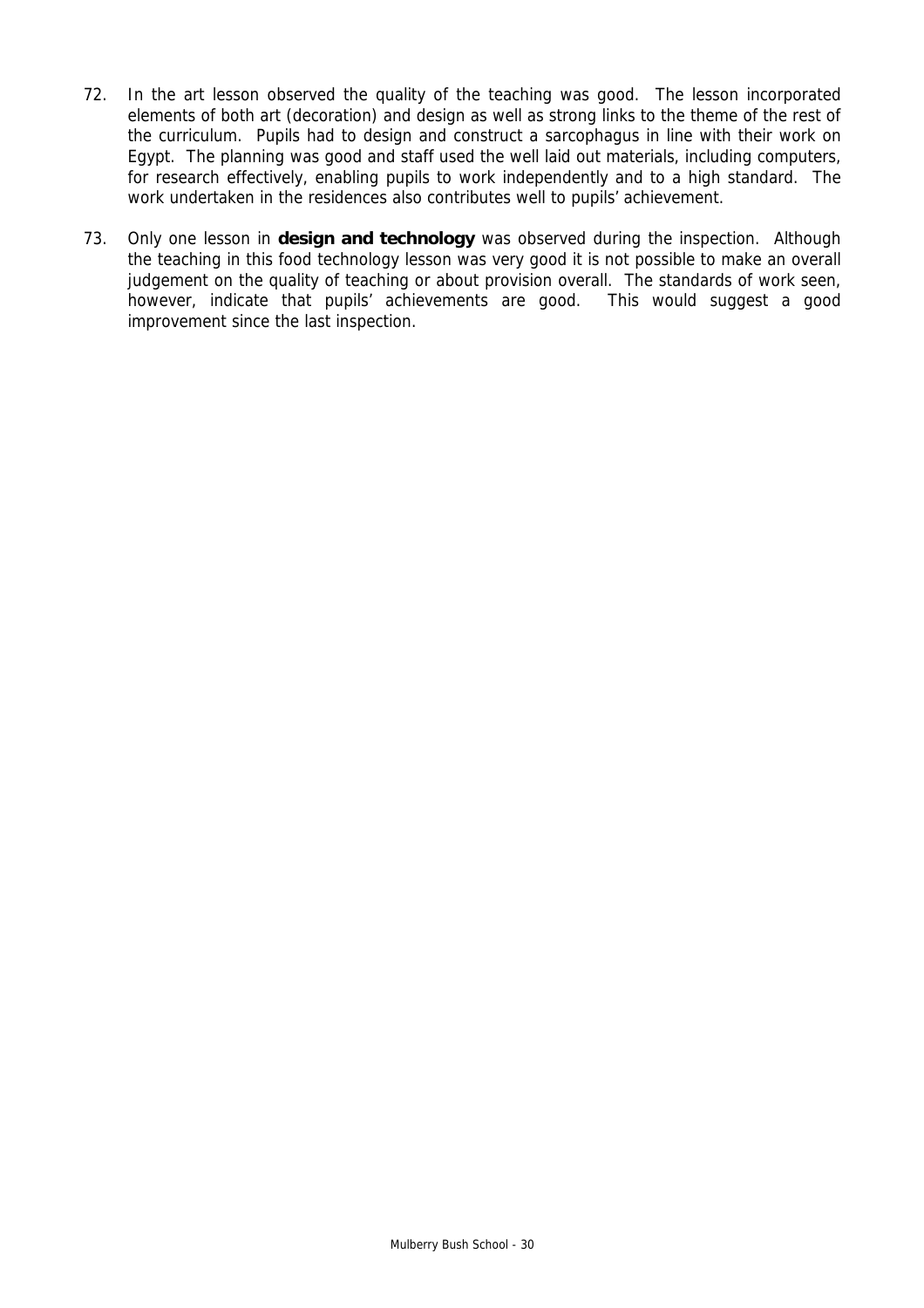72. In the art lesson observed the quality of the teaching was good. The lesson incorporated elements of both art (decoration) and design as well as strong links to the theme of the rest of the curriculum. Pupils had to design and construct a sarcophagus in line with their work on Egypt. The planning was good and staff used the well laid out materials, including computers, for research effectively, enabling pupils to work independently and to a high standard. The work undertaken in the residences also contributes well to pupils' achievement.

73. Only one lesson in **design and technology** was observed during the inspection. Although the teaching in this food technology lesson was very good it is not possible to make an overall judgement on the quality of teaching or about provision overall. The standards of work seen, however, indicate that pupils' achievements are good. This would suggest a good improvement since the last inspection.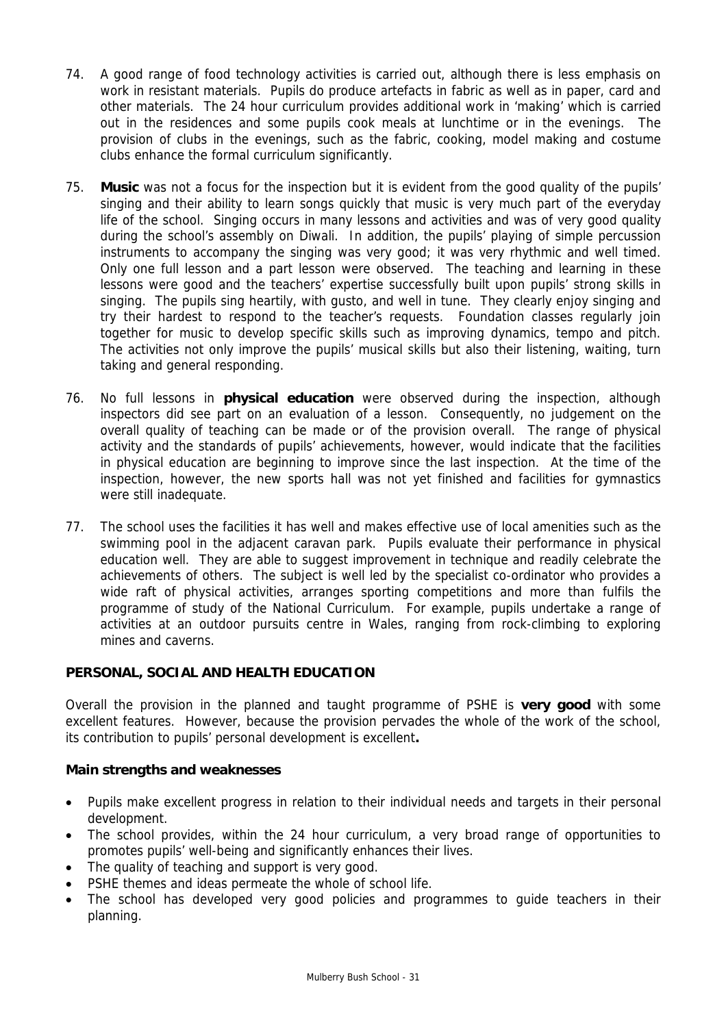74. A good range of food technology activities is carried out, although there is less emphasis on work in resistant materials. Pupils do produce artefacts in fabric as well as in paper, card and other materials. The 24 hour curriculum provides additional work in 'making' which is carried out in the residences and some pupils cook meals at lunchtime or in the evenings. The provision of clubs in the evenings, such as the fabric, cooking, model making and costume clubs enhance the formal curriculum significantly.

75. **Music** was not a focus for the inspection but it is evident from the good quality of the pupils' singing and their ability to learn songs quickly that music is very much part of the everyday life of the school. Singing occurs in many lessons and activities and was of very good quality during the school's assembly on Diwali. In addition, the pupils' playing of simple percussion instruments to accompany the singing was very good; it was very rhythmic and well timed. Only one full lesson and a part lesson were observed. The teaching and learning in these lessons were good and the teachers' expertise successfully built upon pupils' strong skills in singing. The pupils sing heartily, with gusto, and well in tune. They clearly enjoy singing and try their hardest to respond to the teacher's requests. Foundation classes regularly join together for music to develop specific skills such as improving dynamics, tempo and pitch. The activities not only improve the pupils' musical skills but also their listening, waiting, turn taking and general responding.

76. No full lessons in **physical education** were observed during the inspection, although inspectors did see part on an evaluation of a lesson. Consequently, no judgement on the overall quality of teaching can be made or of the provision overall. The range of physical activity and the standards of pupils' achievements, however, would indicate that the facilities in physical education are beginning to improve since the last inspection. At the time of the inspection, however, the new sports hall was not yet finished and facilities for gymnastics were still inadequate.

77. The school uses the facilities it has well and makes effective use of local amenities such as the swimming pool in the adjacent caravan park. Pupils evaluate their performance in physical education well. They are able to suggest improvement in technique and readily celebrate the achievements of others. The subject is well led by the specialist co-ordinator who provides a wide raft of physical activities, arranges sporting competitions and more than fulfils the programme of study of the National Curriculum. For example, pupils undertake a range of activities at an outdoor pursuits centre in Wales, ranging from rock-climbing to exploring mines and caverns.

## PERSONAL, SOCIAL AND HEALTH EDUCATION

Overall the provision in the planned and taught programme of PSHE is **very good** with some excellent features. However, because the provision pervades the whole of the work of the school, its contribution to pupils' personal development is excellent**.**

### Main strengths and weaknesses

- Pupils make excellent progress in relation to their individual needs and targets in their personal development.
- The school provides, within the 24 hour curriculum, a very broad range of opportunities to promotes pupils' well-being and significantly enhances their lives.
- The quality of teaching and support is very good.
- PSHE themes and ideas permeate the whole of school life.
- The school has developed very good policies and programmes to guide teachers in their planning.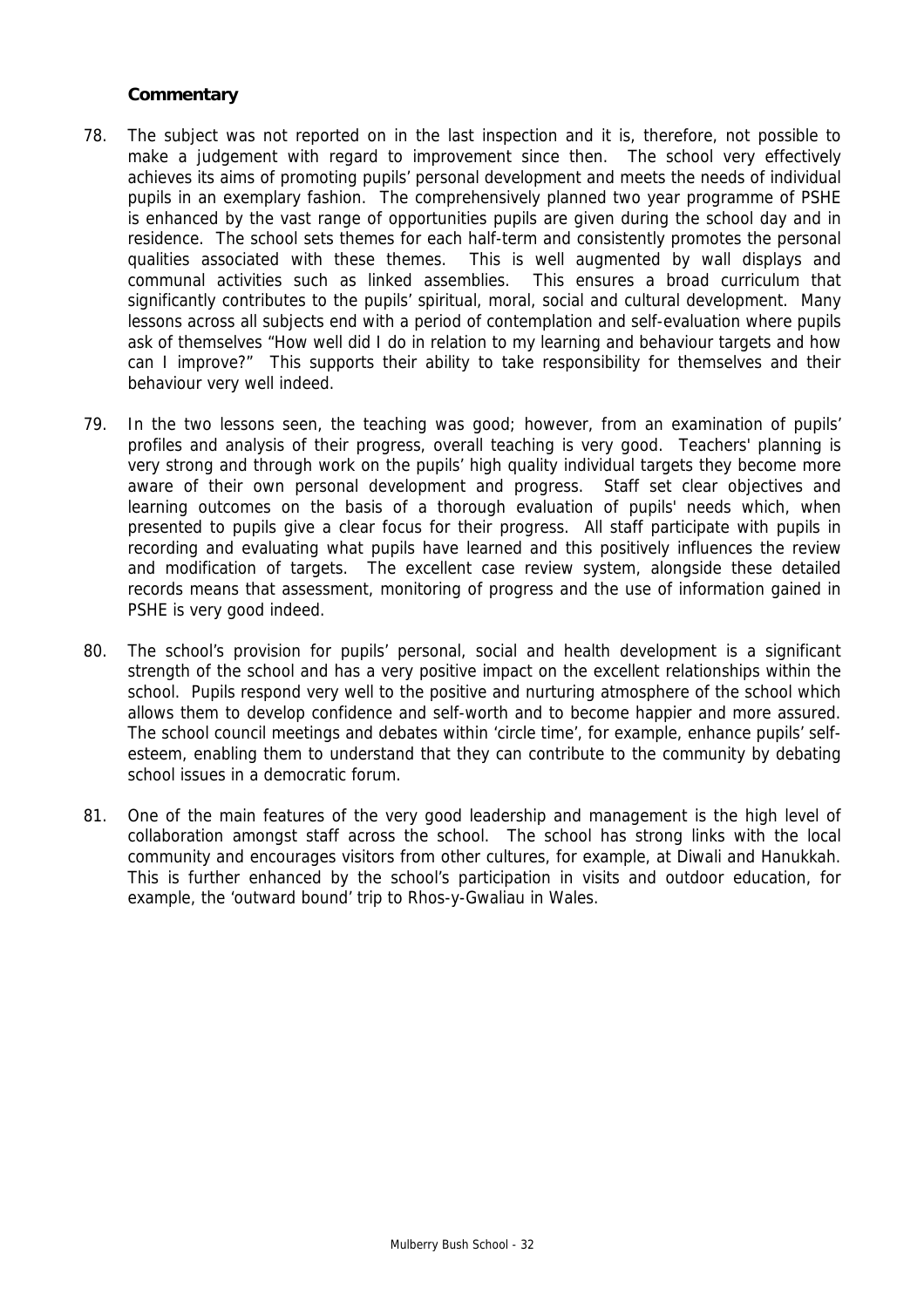**Commentary**

78. The subject was not reported on in the last inspection and it is, therefore, not possible to make a judgement with regard to improvement since then. The school very effectively achieves its aims of promoting pupils' personal development and meets the needs of individual pupils in an exemplary fashion. The comprehensively planned two year programme of PSHE is enhanced by the vast range of opportunities pupils are given during the school day and in residence. The school sets themes for each half-term and consistently promotes the personal qualities associated with these themes. This is well augmented by wall displays and communal activities such as linked assemblies. This ensures a broad curriculum that significantly contributes to the pupils' spiritual, moral, social and cultural development. Many lessons across all subjects end with a period of contemplation and self-evaluation where pupils ask of themselves "How well did I do in relation to my learning and behaviour targets and how can I improve?" This supports their ability to take responsibility for themselves and their behaviour very well indeed.

79. In the two lessons seen, the teaching was good; however, from an examination of pupils' profiles and analysis of their progress, overall teaching is very good. Teachers' planning is very strong and through work on the pupils' high quality individual targets they become more aware of their own personal development and progress. Staff set clear objectives and learning outcomes on the basis of a thorough evaluation of pupils' needs which, when presented to pupils give a clear focus for their progress. All staff participate with pupils in recording and evaluating what pupils have learned and this positively influences the review and modification of targets. The excellent case review system, alongside these detailed records means that assessment, monitoring of progress and the use of information gained in PSHE is very good indeed.

80. The school's provision for pupils' personal, social and health development is a significant strength of the school and has a very positive impact on the excellent relationships within the school. Pupils respond very well to the positive and nurturing atmosphere of the school which allows them to develop confidence and self-worth and to become happier and more assured. The school council meetings and debates within 'circle time', for example, enhance pupils' self-esteem, enabling them to understand that they can contribute to the community by debating school issues in a democratic forum.

81. One of the main features of the very good leadership and management is the high level of collaboration amongst staff across the school. The school has strong links with the local community and encourages visitors from other cultures, for example, at Diwali and Hanukkah. This is further enhanced by the school's participation in visits and outdoor education, for example, the 'outward bound' trip to Rhos-y-Gwaliau in Wales.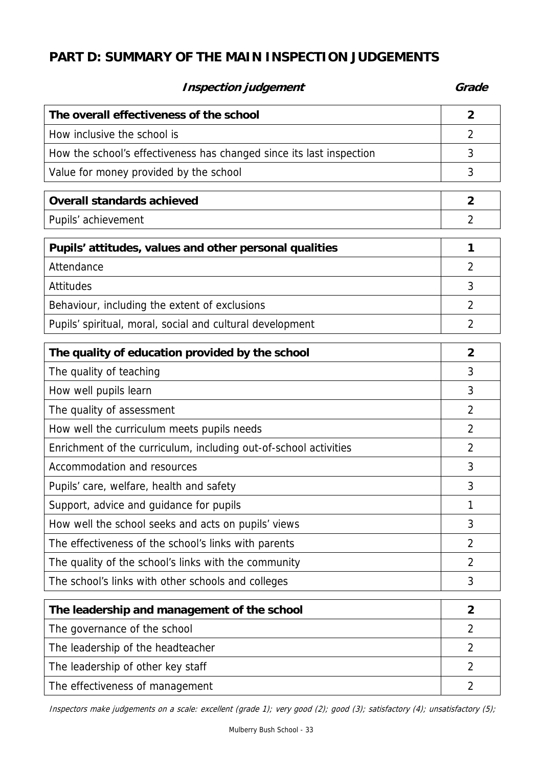## PART D: SUMMARY OF THE MAIN INSPECTION JUDGEMENTS

| *Inspection judgement* | *Grade* |
|---|---|
| **The overall effectiveness of the school** | **2** |
| How inclusive the school is | 2 |
| How the school's effectiveness has changed since its last inspection | 3 |
| Value for money provided by the school | 3 |
| **Overall standards achieved** | **2** |
| Pupils' achievement | 2 |
| **Pupils' attitudes, values and other personal qualities** | **1** |
| Attendance | 2 |
| Attitudes | 3 |
| Behaviour, including the extent of exclusions | 2 |
| Pupils' spiritual, moral, social and cultural development | 2 |
| **The quality of education provided by the school** | **2** |
| The quality of teaching | 3 |
| How well pupils learn | 3 |
| The quality of assessment | 2 |
| How well the curriculum meets pupils needs | 2 |
| Enrichment of the curriculum, including out-of-school activities | 2 |
| Accommodation and resources | 3 |
| Pupils' care, welfare, health and safety | 3 |
| Support, advice and guidance for pupils | 1 |
| How well the school seeks and acts on pupils' views | 3 |
| The effectiveness of the school's links with parents | 2 |
| The quality of the school's links with the community | 2 |
| The school's links with other schools and colleges | 3 |
| **The leadership and management of the school** | **2** |
| The governance of the school | 2 |
| The leadership of the headteacher | 2 |
| The leadership of other key staff | 2 |
| The effectiveness of management | 2 |

*Inspectors make judgements on a scale: excellent (grade 1); very good (2); good (3); satisfactory (4); unsatisfactory (5);*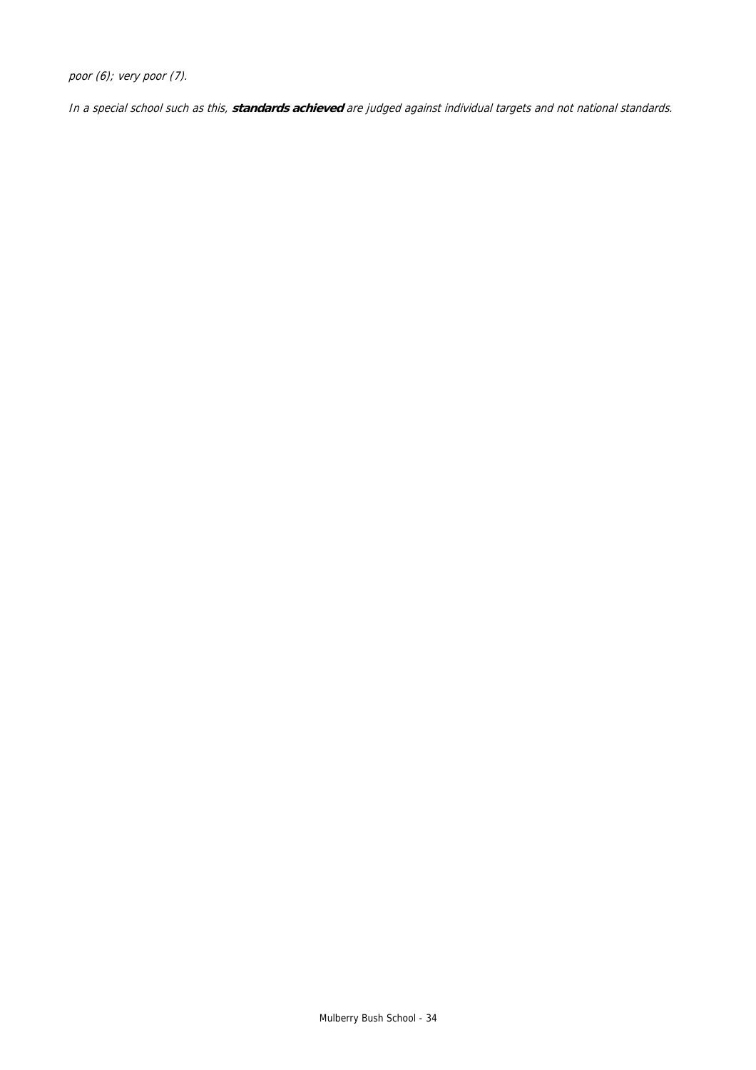*poor (6); very poor (7).*

*In a special school such as this,* ***standards achieved*** *are judged against individual targets and not national standards.*